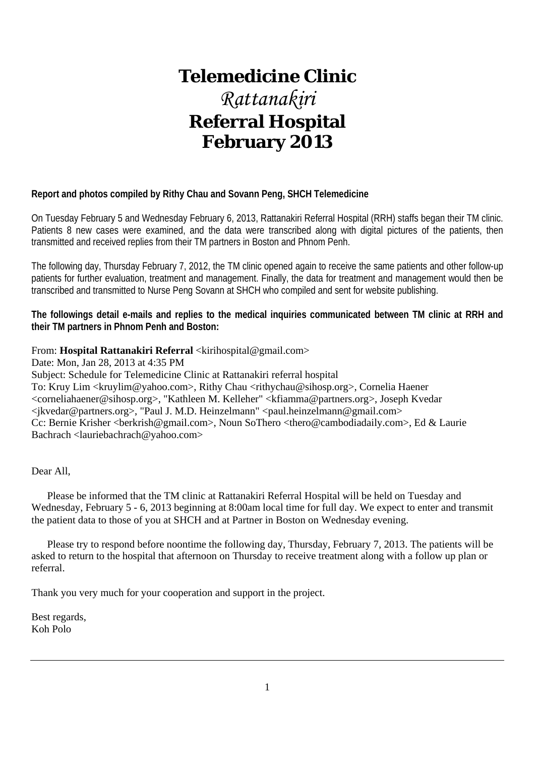# Telemedicine Clinic

# *Rattanakiri*

# Referral Hospital

# February 2013

**Report and photos compiled by Rithy Chau and Sovann Peng, SHCH Telemedicine**

On Tuesday February 5 and Wednesday February 6, 2013, Rattanakiri Referral Hospital (RRH) staffs began their TM clinic. Patients 8 new cases were examined, and the data were transcribed along with digital pictures of the patients, then transmitted and received replies from their TM partners in Boston and Phnom Penh.

The following day, Thursday February 7, 2012, the TM clinic opened again to receive the same patients and other follow-up patients for further evaluation, treatment and management. Finally, the data for treatment and management would then be transcribed and transmitted to Nurse Peng Sovann at SHCH who compiled and sent for website publishing.

**The followings detail e-mails and replies to the medical inquiries communicated between TM clinic at RRH and their TM partners in Phnom Penh and Boston:**

From: **Hospital Rattanakiri Referral** <kirihospital@gmail.com>
Date: Mon, Jan 28, 2013 at 4:35 PM
Subject: Schedule for Telemedicine Clinic at Rattanakiri referral hospital
To: Kruy Lim <kruylim@yahoo.com>, Rithy Chau <rithychau@sihosp.org>, Cornelia Haener <corneliahaener@sihosp.org>, "Kathleen M. Kelleher" <kfiamma@partners.org>, Joseph Kvedar <jkvedar@partners.org>, "Paul J. M.D. Heinzelmann" <paul.heinzelmann@gmail.com>
Cc: Bernie Krisher <berkrish@gmail.com>, Noun SoThero <thero@cambodiadaily.com>, Ed & Laurie Bachrach <lauriebachrach@yahoo.com>

Dear All,

Please be informed that the TM clinic at Rattanakiri Referral Hospital will be held on Tuesday and Wednesday, February 5 - 6, 2013 beginning at 8:00am local time for full day. We expect to enter and transmit the patient data to those of you at SHCH and at Partner in Boston on Wednesday evening.

Please try to respond before noontime the following day, Thursday, February 7, 2013. The patients will be asked to return to the hospital that afternoon on Thursday to receive treatment along with a follow up plan or referral.

Thank you very much for your cooperation and support in the project.

Best regards,
Koh Polo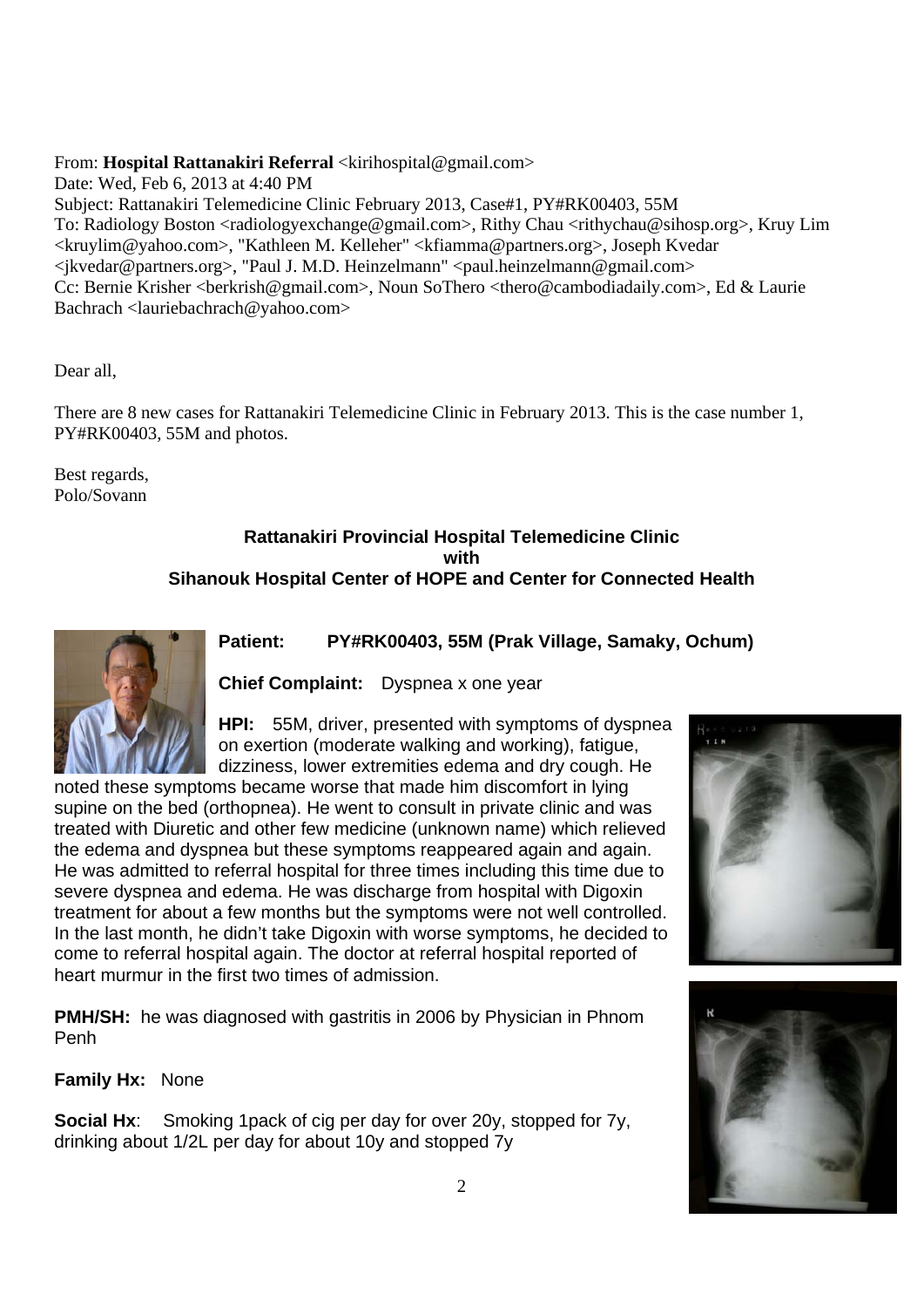From: **Hospital Rattanakiri Referral** <kirihospital@gmail.com>
Date: Wed, Feb 6, 2013 at 4:40 PM
Subject: Rattanakiri Telemedicine Clinic February 2013, Case#1, PY#RK00403, 55M
To: Radiology Boston <radiologyexchange@gmail.com>, Rithy Chau <rithychau@sihosp.org>, Kruy Lim <kruylim@yahoo.com>, "Kathleen M. Kelleher" <kfiamma@partners.org>, Joseph Kvedar <jkvedar@partners.org>, "Paul J. M.D. Heinzelmann" <paul.heinzelmann@gmail.com>
Cc: Bernie Krisher <berkrish@gmail.com>, Noun SoThero <thero@cambodiadaily.com>, Ed & Laurie Bachrach <lauriebachrach@yahoo.com>

Dear all,

There are 8 new cases for Rattanakiri Telemedicine Clinic in February 2013. This is the case number 1, PY#RK00403, 55M and photos.

Best regards,
Polo/Sovann

**Rattanakiri Provincial Hospital Telemedicine Clinic**
**with**
**Sihanouk Hospital Center of HOPE and Center for Connected Health**

**Patient:** **PY#RK00403, 55M (Prak Village, Samaky, Ochum)**

**Chief Complaint:** Dyspnea x one year

**HPI:** 55M, driver, presented with symptoms of dyspnea on exertion (moderate walking and working), fatigue, dizziness, lower extremities edema and dry cough. He noted these symptoms became worse that made him discomfort in lying supine on the bed (orthopnea). He went to consult in private clinic and was treated with Diuretic and other few medicine (unknown name) which relieved the edema and dyspnea but these symptoms reappeared again and again. He was admitted to referral hospital for three times including this time due to severe dyspnea and edema. He was discharge from hospital with Digoxin treatment for about a few months but the symptoms were not well controlled. In the last month, he didn't take Digoxin with worse symptoms, he decided to come to referral hospital again. The doctor at referral hospital reported of heart murmur in the first two times of admission.

**PMH/SH:** he was diagnosed with gastritis in 2006 by Physician in Phnom Penh

**Family Hx:** None

**Social Hx**: Smoking 1pack of cig per day for over 20y, stopped for 7y, drinking about 1/2L per day for about 10y and stopped 7y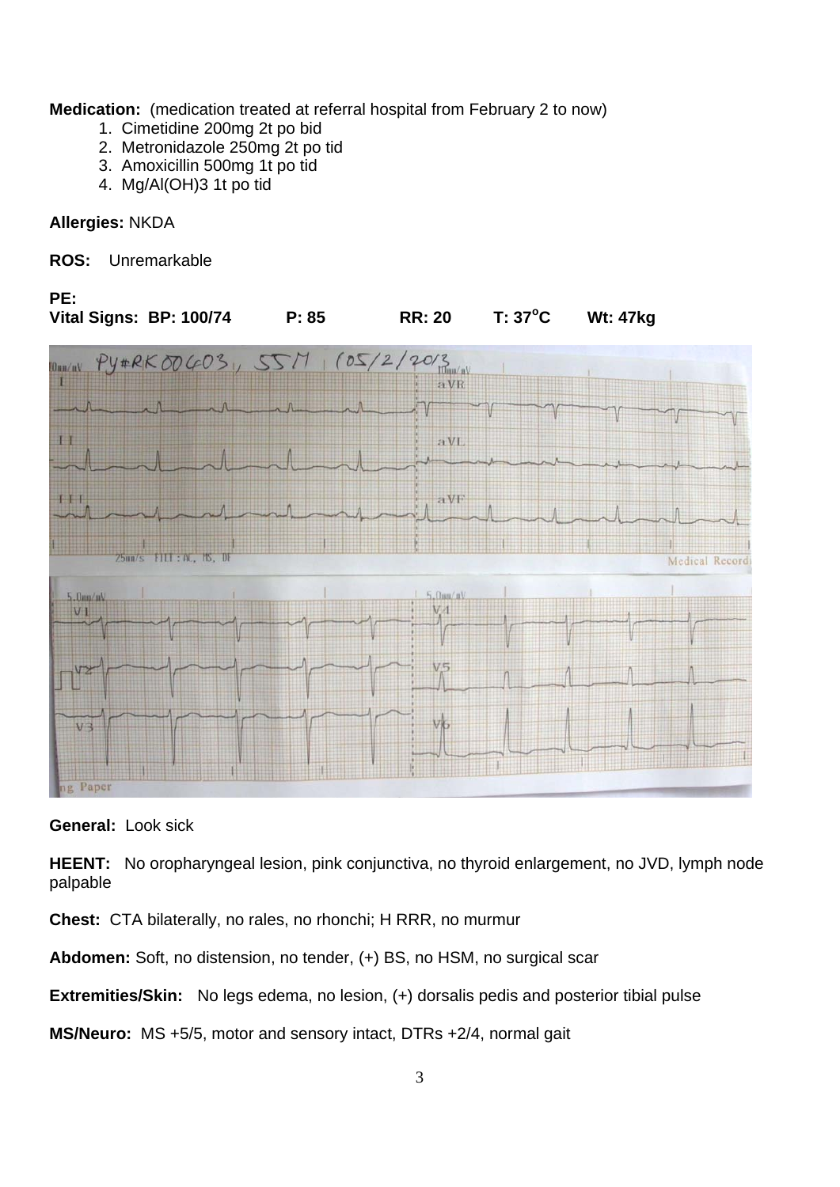**Medication:** (medication treated at referral hospital from February 2 to now)

1. Cimetidine 200mg 2t po bid
2. Metronidazole 250mg 2t po tid
3. Amoxicillin 500mg 1t po tid
4. Mg/Al(OH)3 1t po tid

**Allergies:** NKDA

**ROS:** Unremarkable

**PE:**

**Vital Signs: BP: 100/74 P: 85 RR: 20 T: 37°C Wt: 47kg**

**General:** Look sick

**HEENT:** No oropharyngeal lesion, pink conjunctiva, no thyroid enlargement, no JVD, lymph node palpable

**Chest:** CTA bilaterally, no rales, no rhonchi; H RRR, no murmur

**Abdomen:** Soft, no distension, no tender, (+) BS, no HSM, no surgical scar

**Extremities/Skin:** No legs edema, no lesion, (+) dorsalis pedis and posterior tibial pulse

**MS/Neuro:** MS +5/5, motor and sensory intact, DTRs +2/4, normal gait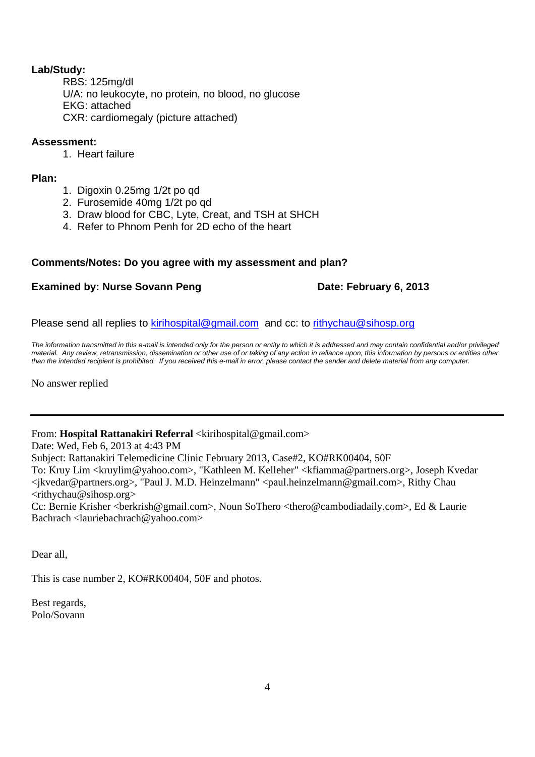**Lab/Study:**

RBS: 125mg/dl
U/A: no leukocyte, no protein, no blood, no glucose
EKG: attached
CXR: cardiomegaly (picture attached)

**Assessment:**

1. Heart failure

**Plan:**

1. Digoxin 0.25mg 1/2t po qd
2. Furosemide 40mg 1/2t po qd
3. Draw blood for CBC, Lyte, Creat, and TSH at SHCH
4. Refer to Phnom Penh for 2D echo of the heart

**Comments/Notes: Do you agree with my assessment and plan?**

**Examined by: Nurse Sovann Peng** **Date: February 6, 2013**

Please send all replies to kirihospital@gmail.com and cc: to rithychau@sihosp.org

*The information transmitted in this e-mail is intended only for the person or entity to which it is addressed and may contain confidential and/or privileged material. Any review, retransmission, dissemination or other use of or taking of any action in reliance upon, this information by persons or entities other than the intended recipient is prohibited. If you received this e-mail in error, please contact the sender and delete material from any computer.*

No answer replied

---

From: **Hospital Rattanakiri Referral** <kirihospital@gmail.com>
Date: Wed, Feb 6, 2013 at 4:43 PM
Subject: Rattanakiri Telemedicine Clinic February 2013, Case#2, KO#RK00404, 50F
To: Kruy Lim <kruylim@yahoo.com>, "Kathleen M. Kelleher" <kfiamma@partners.org>, Joseph Kvedar <jkvedar@partners.org>, "Paul J. M.D. Heinzelmann" <paul.heinzelmann@gmail.com>, Rithy Chau <rithychau@sihosp.org>
Cc: Bernie Krisher <berkrish@gmail.com>, Noun SoThero <thero@cambodiadaily.com>, Ed & Laurie Bachrach <lauriebachrach@yahoo.com>

Dear all,

This is case number 2, KO#RK00404, 50F and photos.

Best regards,
Polo/Sovann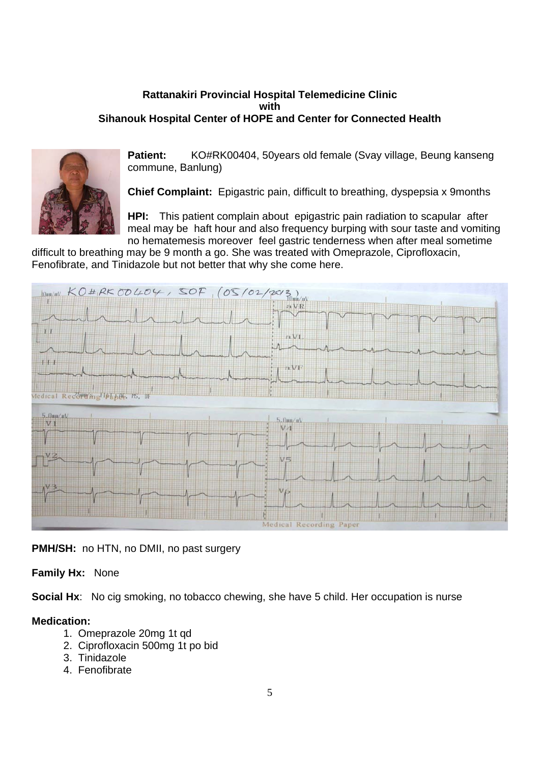**Rattanakiri Provincial Hospital Telemedicine Clinic**
**with**
**Sihanouk Hospital Center of HOPE and Center for Connected Health**

**Patient:** KO#RK00404, 50years old female (Svay village, Beung kanseng commune, Banlung)

**Chief Complaint:** Epigastric pain, difficult to breathing, dyspepsia x 9months

**HPI:** This patient complain about epigastric pain radiation to scapular after meal may be haft hour and also frequency burping with sour taste and vomiting no hematemesis moreover feel gastric tenderness when after meal sometime difficult to breathing may be 9 month a go. She was treated with Omeprazole, Ciprofloxacin, Fenofibrate, and Tinidazole but not better that why she come here.

**PMH/SH:** no HTN, no DMII, no past surgery

**Family Hx:** None

**Social Hx**: No cig smoking, no tobacco chewing, she have 5 child. Her occupation is nurse

**Medication:**

1. Omeprazole 20mg 1t qd
2. Ciprofloxacin 500mg 1t po bid
3. Tinidazole
4. Fenofibrate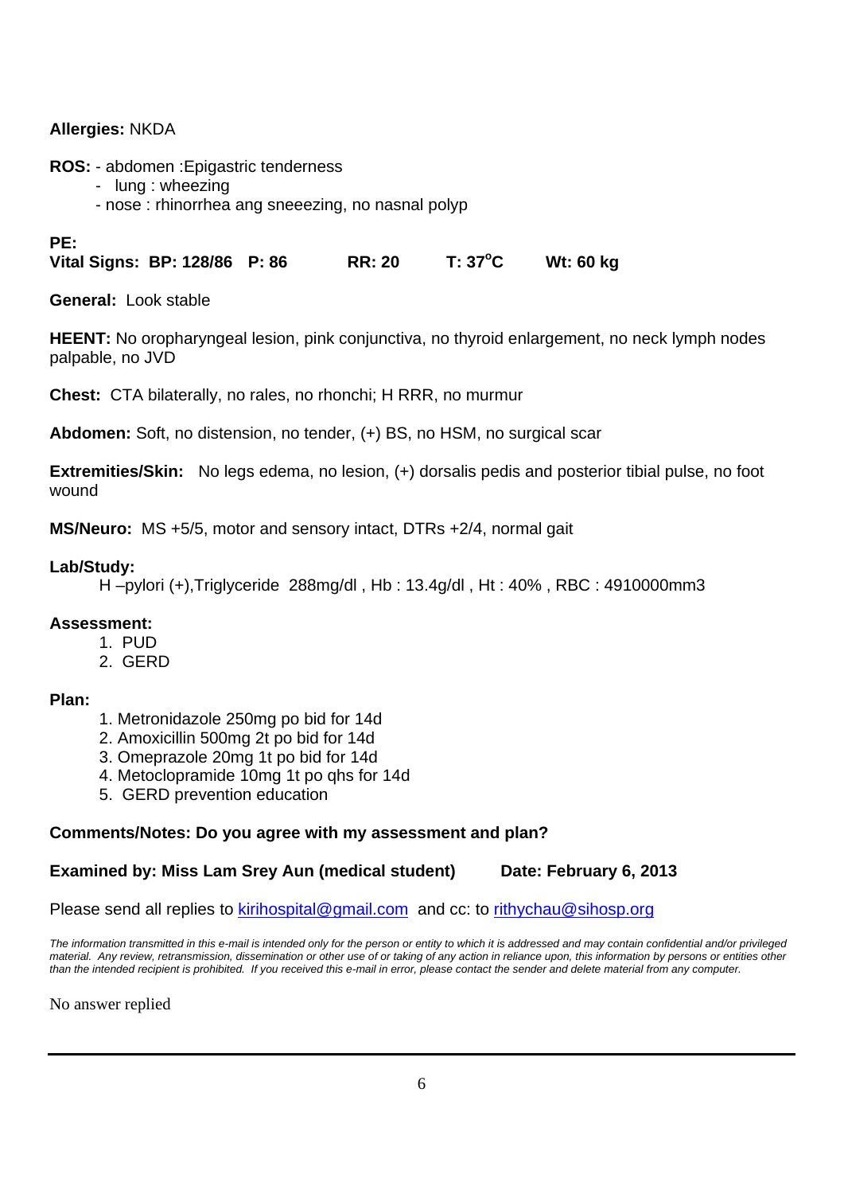**Allergies:** NKDA

**ROS:** - abdomen :Epigastric tenderness
- lung : wheezing
- nose : rhinorrhea ang sneeezing, no nasnal polyp

**PE:**
**Vital Signs: BP: 128/86 P: 86 RR: 20 T: 37$^o$C Wt: 60 kg**

**General:** Look stable

**HEENT:** No oropharyngeal lesion, pink conjunctiva, no thyroid enlargement, no neck lymph nodes palpable, no JVD

**Chest:** CTA bilaterally, no rales, no rhonchi; H RRR, no murmur

**Abdomen:** Soft, no distension, no tender, (+) BS, no HSM, no surgical scar

**Extremities/Skin:** No legs edema, no lesion, (+) dorsalis pedis and posterior tibial pulse, no foot wound

**MS/Neuro:** MS +5/5, motor and sensory intact, DTRs +2/4, normal gait

**Lab/Study:**
H –pylori (+),Triglyceride 288mg/dl , Hb : 13.4g/dl , Ht : 40% , RBC : 4910000mm3

**Assessment:**
1. PUD
2. GERD

**Plan:**
1. Metronidazole 250mg po bid for 14d
2. Amoxicillin 500mg 2t po bid for 14d
3. Omeprazole 20mg 1t po bid for 14d
4. Metoclopramide 10mg 1t po qhs for 14d
5. GERD prevention education

**Comments/Notes: Do you agree with my assessment and plan?**

**Examined by: Miss Lam Srey Aun (medical student) Date: February 6, 2013**

Please send all replies to kirihospital@gmail.com and cc: to rithychau@sihosp.org

*The information transmitted in this e-mail is intended only for the person or entity to which it is addressed and may contain confidential and/or privileged material. Any review, retransmission, dissemination or other use of or taking of any action in reliance upon, this information by persons or entities other than the intended recipient is prohibited. If you received this e-mail in error, please contact the sender and delete material from any computer.*

No answer replied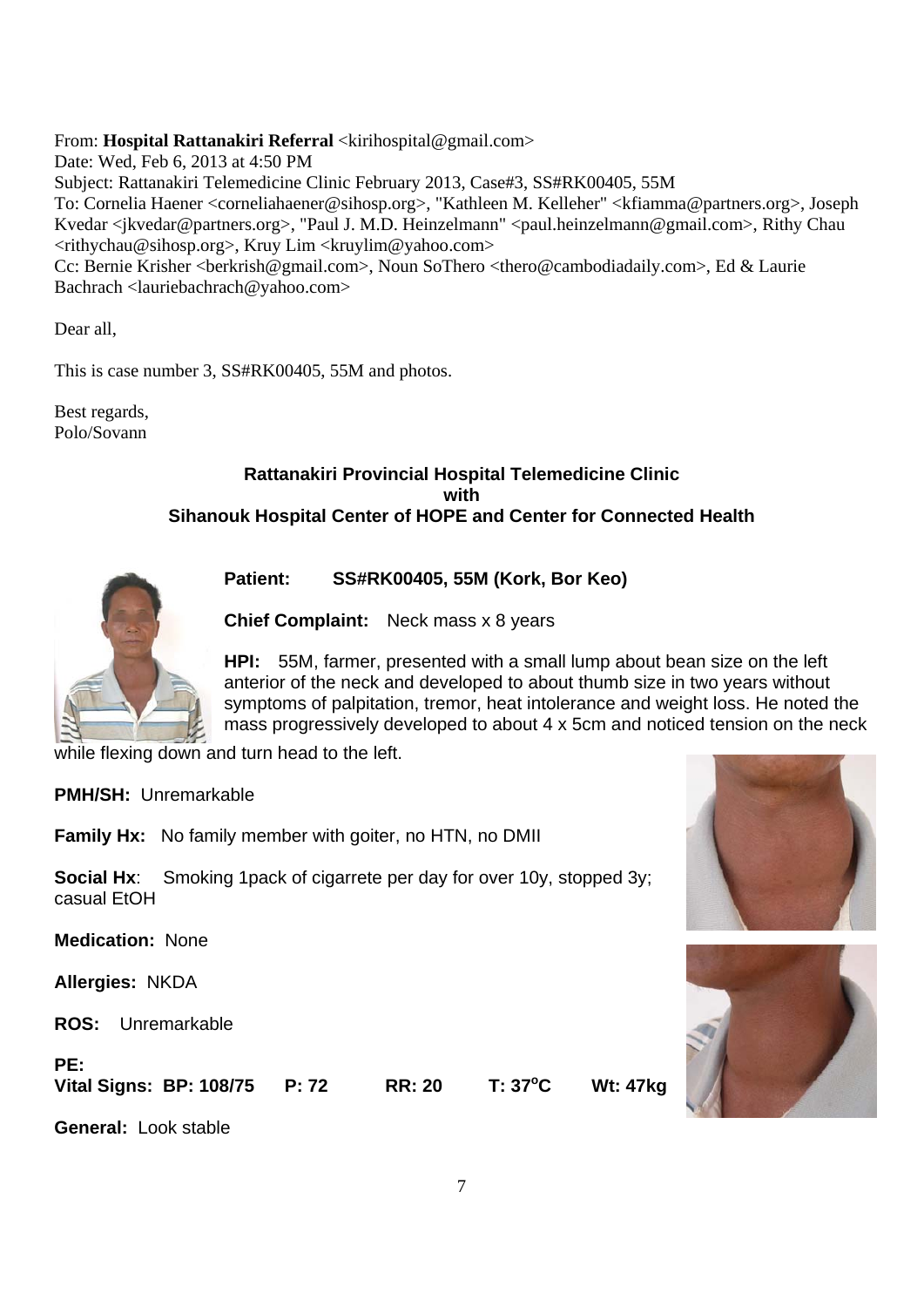From: **Hospital Rattanakiri Referral** <kirihospital@gmail.com>
Date: Wed, Feb 6, 2013 at 4:50 PM
Subject: Rattanakiri Telemedicine Clinic February 2013, Case#3, SS#RK00405, 55M
To: Cornelia Haener <corneliahaener@sihosp.org>, "Kathleen M. Kelleher" <kfiamma@partners.org>, Joseph Kvedar <jkvedar@partners.org>, "Paul J. M.D. Heinzelmann" <paul.heinzelmann@gmail.com>, Rithy Chau <rithychau@sihosp.org>, Kruy Lim <kruylim@yahoo.com>
Cc: Bernie Krisher <berkrish@gmail.com>, Noun SoThero <thero@cambodiadaily.com>, Ed & Laurie Bachrach <lauriebachrach@yahoo.com>

Dear all,

This is case number 3, SS#RK00405, 55M and photos.

Best regards,
Polo/Sovann

**Rattanakiri Provincial Hospital Telemedicine Clinic**
**with**
**Sihanouk Hospital Center of HOPE and Center for Connected Health**

**Patient:** **SS#RK00405, 55M (Kork, Bor Keo)**

**Chief Complaint:** Neck mass x 8 years

**HPI:** 55M, farmer, presented with a small lump about bean size on the left anterior of the neck and developed to about thumb size in two years without symptoms of palpitation, tremor, heat intolerance and weight loss. He noted the mass progressively developed to about 4 x 5cm and noticed tension on the neck while flexing down and turn head to the left.

**PMH/SH:** Unremarkable

**Family Hx:** No family member with goiter, no HTN, no DMII

**Social Hx**: Smoking 1pack of cigarrete per day for over 10y, stopped 3y; casual EtOH

**Medication:** None

**Allergies:** NKDA

**ROS:** Unremarkable

**PE:**
**Vital Signs: BP: 108/75 P: 72 RR: 20 T: 37°C Wt: 47kg**

**General:** Look stable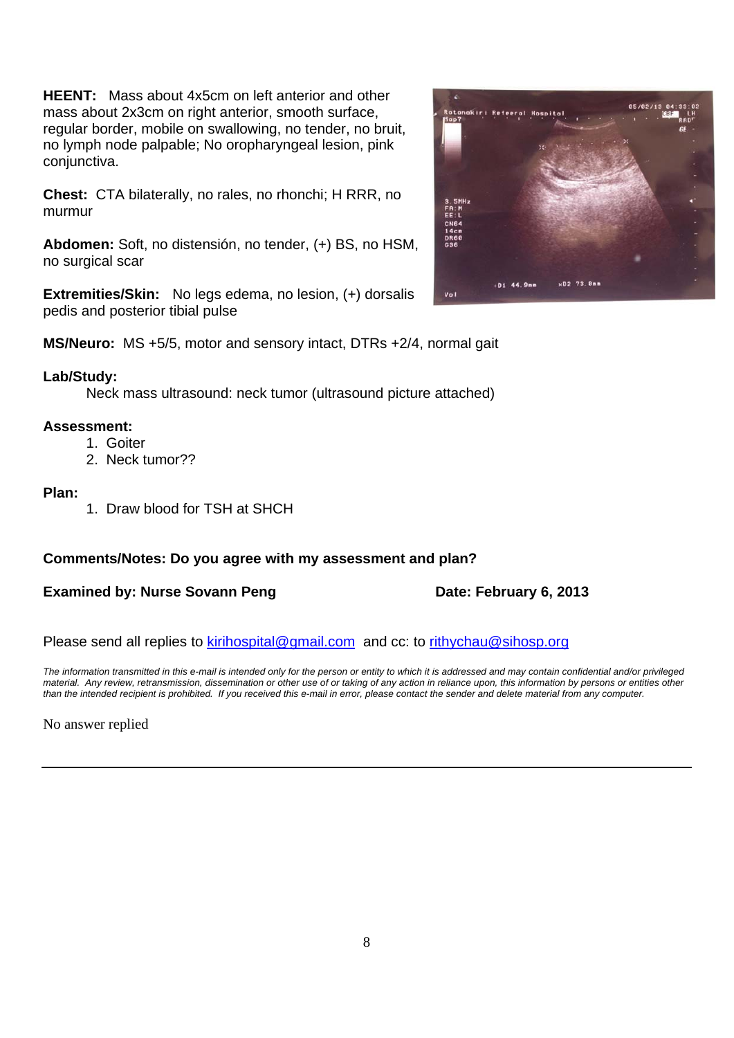**HEENT:** Mass about 4x5cm on left anterior and other mass about 2x3cm on right anterior, smooth surface, regular border, mobile on swallowing, no tender, no bruit, no lymph node palpable; No oropharyngeal lesion, pink conjunctiva.

**Chest:** CTA bilaterally, no rales, no rhonchi; H RRR, no murmur

**Abdomen:** Soft, no distensión, no tender, (+) BS, no HSM, no surgical scar

**Extremities/Skin:** No legs edema, no lesion, (+) dorsalis pedis and posterior tibial pulse

**MS/Neuro:** MS +5/5, motor and sensory intact, DTRs +2/4, normal gait

**Lab/Study:**

Neck mass ultrasound: neck tumor (ultrasound picture attached)

**Assessment:**

1. Goiter
2. Neck tumor??

**Plan:**

1. Draw blood for TSH at SHCH

**Comments/Notes: Do you agree with my assessment and plan?**

**Examined by: Nurse Sovann Peng** **Date: February 6, 2013**

Please send all replies to kirihospital@gmail.com and cc: to rithychau@sihosp.org

*The information transmitted in this e-mail is intended only for the person or entity to which it is addressed and may contain confidential and/or privileged material. Any review, retransmission, dissemination or other use of or taking of any action in reliance upon, this information by persons or entities other than the intended recipient is prohibited. If you received this e-mail in error, please contact the sender and delete material from any computer.*

No answer replied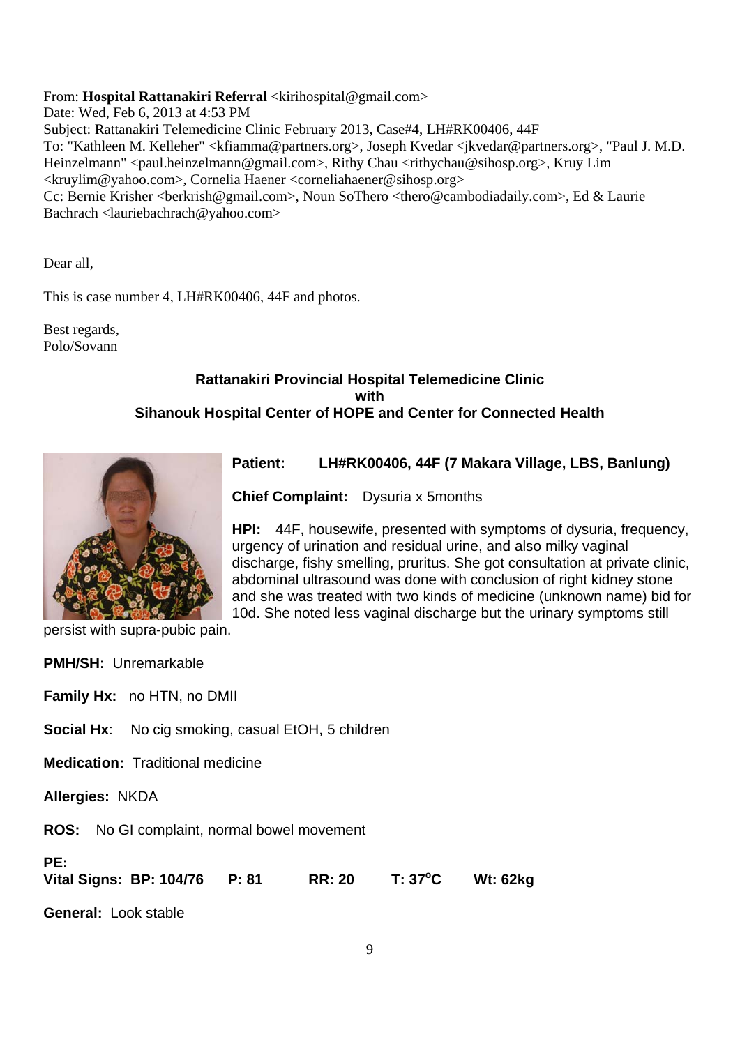From: **Hospital Rattanakiri Referral** <kirihospital@gmail.com>
Date: Wed, Feb 6, 2013 at 4:53 PM
Subject: Rattanakiri Telemedicine Clinic February 2013, Case#4, LH#RK00406, 44F
To: "Kathleen M. Kelleher" <kfiamma@partners.org>, Joseph Kvedar <jkvedar@partners.org>, "Paul J. M.D. Heinzelmann" <paul.heinzelmann@gmail.com>, Rithy Chau <rithychau@sihosp.org>, Kruy Lim <kruylim@yahoo.com>, Cornelia Haener <corneliahaener@sihosp.org>
Cc: Bernie Krisher <berkrish@gmail.com>, Noun SoThero <thero@cambodiadaily.com>, Ed & Laurie Bachrach <lauriebachrach@yahoo.com>

Dear all,

This is case number 4, LH#RK00406, 44F and photos.

Best regards,
Polo/Sovann

**Rattanakiri Provincial Hospital Telemedicine Clinic**
**with**
**Sihanouk Hospital Center of HOPE and Center for Connected Health**

**Patient:** **LH#RK00406, 44F (7 Makara Village, LBS, Banlung)**

**Chief Complaint:** Dysuria x 5months

**HPI:** 44F, housewife, presented with symptoms of dysuria, frequency, urgency of urination and residual urine, and also milky vaginal discharge, fishy smelling, pruritus. She got consultation at private clinic, abdominal ultrasound was done with conclusion of right kidney stone and she was treated with two kinds of medicine (unknown name) bid for 10d. She noted less vaginal discharge but the urinary symptoms still persist with supra-pubic pain.

**PMH/SH:** Unremarkable

**Family Hx:** no HTN, no DMII

**Social Hx**: No cig smoking, casual EtOH, 5 children

**Medication:** Traditional medicine

**Allergies:** NKDA

**ROS:** No GI complaint, normal bowel movement

**PE:**
**Vital Signs: BP: 104/76 P: 81 RR: 20 T: 37°C Wt: 62kg**

**General:** Look stable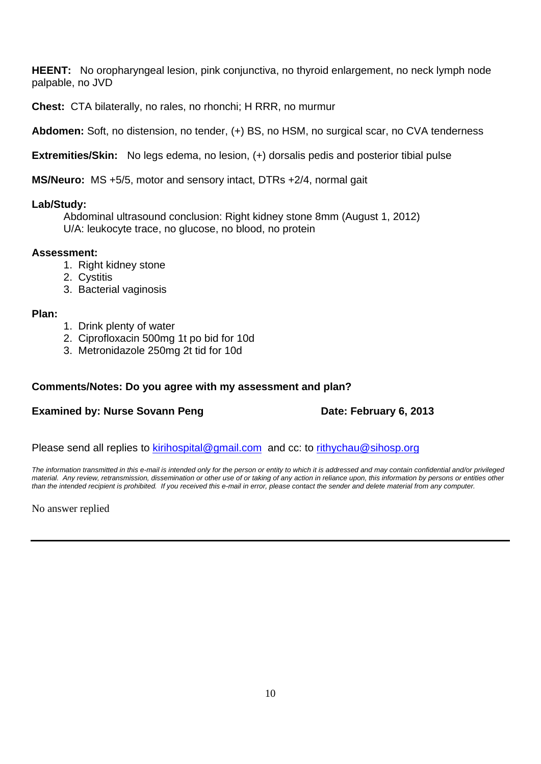**HEENT:** No oropharyngeal lesion, pink conjunctiva, no thyroid enlargement, no neck lymph node palpable, no JVD

**Chest:** CTA bilaterally, no rales, no rhonchi; H RRR, no murmur

**Abdomen:** Soft, no distension, no tender, (+) BS, no HSM, no surgical scar, no CVA tenderness

**Extremities/Skin:** No legs edema, no lesion, (+) dorsalis pedis and posterior tibial pulse

**MS/Neuro:** MS +5/5, motor and sensory intact, DTRs +2/4, normal gait

**Lab/Study:**

Abdominal ultrasound conclusion: Right kidney stone 8mm (August 1, 2012)
U/A: leukocyte trace, no glucose, no blood, no protein

**Assessment:**

1. Right kidney stone
2. Cystitis
3. Bacterial vaginosis

**Plan:**

1. Drink plenty of water
2. Ciprofloxacin 500mg 1t po bid for 10d
3. Metronidazole 250mg 2t tid for 10d

**Comments/Notes: Do you agree with my assessment and plan?**

**Examined by: Nurse Sovann Peng** **Date: February 6, 2013**

Please send all replies to kirihospital@gmail.com and cc: to rithychau@sihosp.org

*The information transmitted in this e-mail is intended only for the person or entity to which it is addressed and may contain confidential and/or privileged material. Any review, retransmission, dissemination or other use of or taking of any action in reliance upon, this information by persons or entities other than the intended recipient is prohibited. If you received this e-mail in error, please contact the sender and delete material from any computer.*

No answer replied

---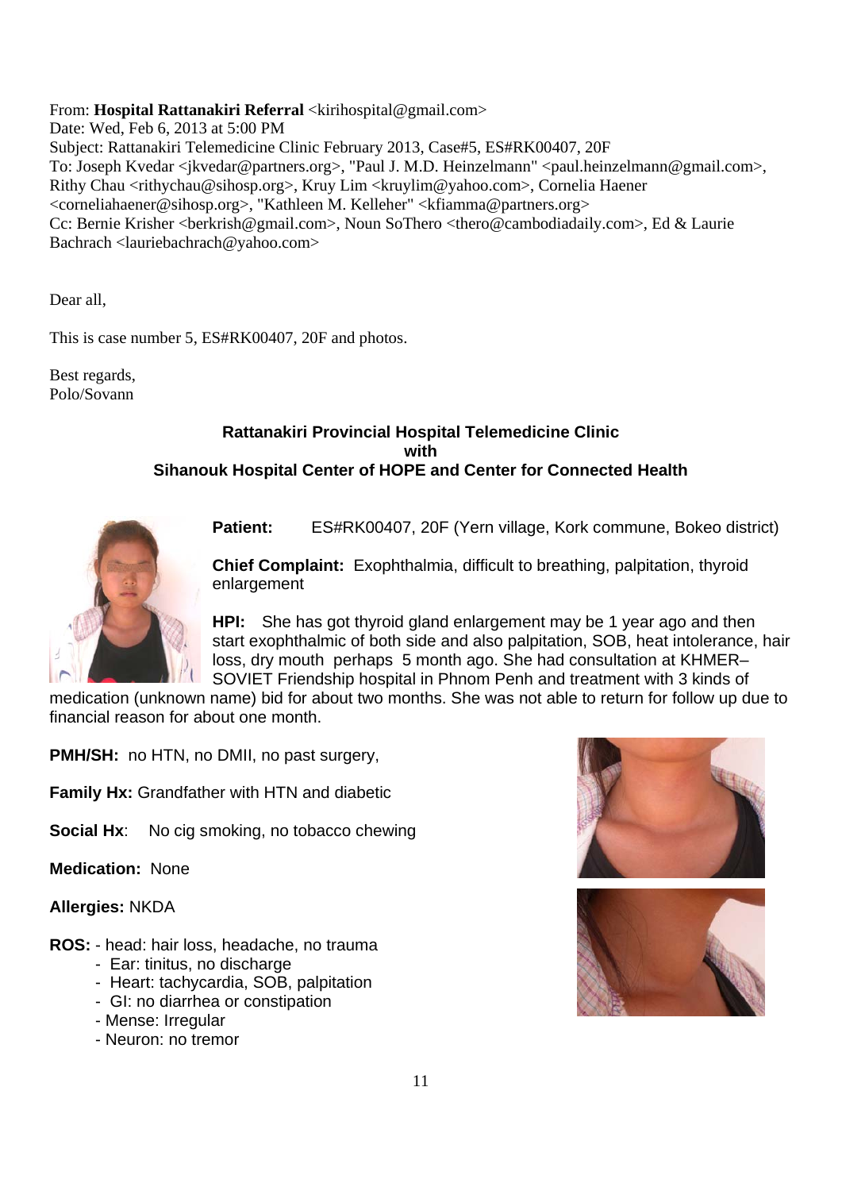From: **Hospital Rattanakiri Referral** <kirihospital@gmail.com>
Date: Wed, Feb 6, 2013 at 5:00 PM
Subject: Rattanakiri Telemedicine Clinic February 2013, Case#5, ES#RK00407, 20F
To: Joseph Kvedar <jkvedar@partners.org>, "Paul J. M.D. Heinzelmann" <paul.heinzelmann@gmail.com>, Rithy Chau <rithychau@sihosp.org>, Kruy Lim <kruylim@yahoo.com>, Cornelia Haener <corneliahaener@sihosp.org>, "Kathleen M. Kelleher" <kfiamma@partners.org>
Cc: Bernie Krisher <berkrish@gmail.com>, Noun SoThero <thero@cambodiadaily.com>, Ed & Laurie Bachrach <lauriebachrach@yahoo.com>

Dear all,

This is case number 5, ES#RK00407, 20F and photos.

Best regards,
Polo/Sovann

**Rattanakiri Provincial Hospital Telemedicine Clinic**
**with**
**Sihanouk Hospital Center of HOPE and Center for Connected Health**

**Patient:** ES#RK00407, 20F (Yern village, Kork commune, Bokeo district)

**Chief Complaint:** Exophthalmia, difficult to breathing, palpitation, thyroid enlargement

**HPI:** She has got thyroid gland enlargement may be 1 year ago and then start exophthalmic of both side and also palpitation, SOB, heat intolerance, hair loss, dry mouth perhaps 5 month ago. She had consultation at KHMER–SOVIET Friendship hospital in Phnom Penh and treatment with 3 kinds of medication (unknown name) bid for about two months. She was not able to return for follow up due to financial reason for about one month.

**PMH/SH:** no HTN, no DMII, no past surgery,

**Family Hx:** Grandfather with HTN and diabetic

**Social Hx**: No cig smoking, no tobacco chewing

**Medication:** None

**Allergies:** NKDA

**ROS:** - head: hair loss, headache, no trauma
- Ear: tinitus, no discharge
- Heart: tachycardia, SOB, palpitation
- GI: no diarrhea or constipation
- Mense: Irregular
- Neuron: no tremor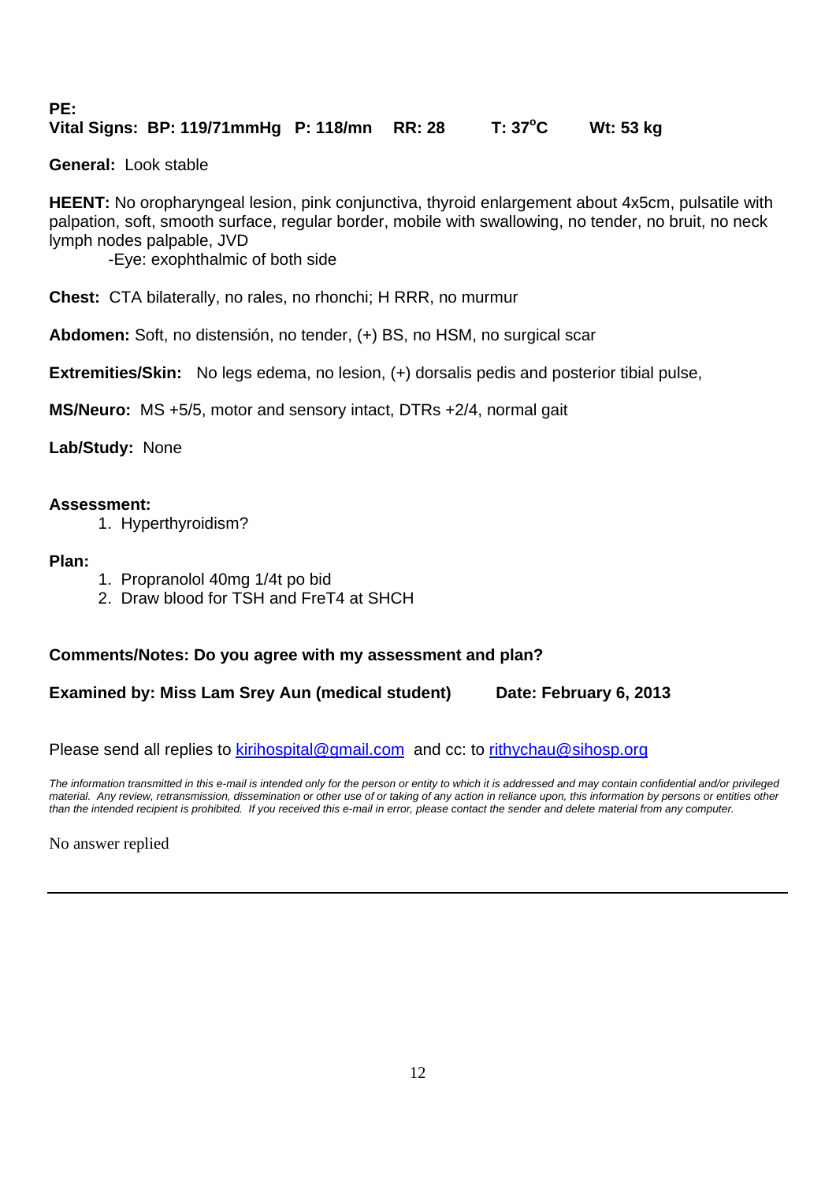**PE:**
**Vital Signs: BP: 119/71mmHg P: 118/mn RR: 28 T: 37$^{o}$C Wt: 53 kg**

**General:** Look stable

**HEENT:** No oropharyngeal lesion, pink conjunctiva, thyroid enlargement about 4x5cm, pulsatile with palpation, soft, smooth surface, regular border, mobile with swallowing, no tender, no bruit, no neck lymph nodes palpable, JVD

-Eye: exophthalmic of both side

**Chest:** CTA bilaterally, no rales, no rhonchi; H RRR, no murmur

**Abdomen:** Soft, no distensión, no tender, (+) BS, no HSM, no surgical scar

**Extremities/Skin:** No legs edema, no lesion, (+) dorsalis pedis and posterior tibial pulse,

**MS/Neuro:** MS +5/5, motor and sensory intact, DTRs +2/4, normal gait

**Lab/Study:** None

**Assessment:**

1. Hyperthyroidism?

**Plan:**

1. Propranolol 40mg 1/4t po bid
2. Draw blood for TSH and FreT4 at SHCH

**Comments/Notes: Do you agree with my assessment and plan?**

**Examined by: Miss Lam Srey Aun (medical student) Date: February 6, 2013**

Please send all replies to kirihospital@gmail.com and cc: to rithychau@sihosp.org

*The information transmitted in this e-mail is intended only for the person or entity to which it is addressed and may contain confidential and/or privileged material. Any review, retransmission, dissemination or other use of or taking of any action in reliance upon, this information by persons or entities other than the intended recipient is prohibited. If you received this e-mail in error, please contact the sender and delete material from any computer.*

No answer replied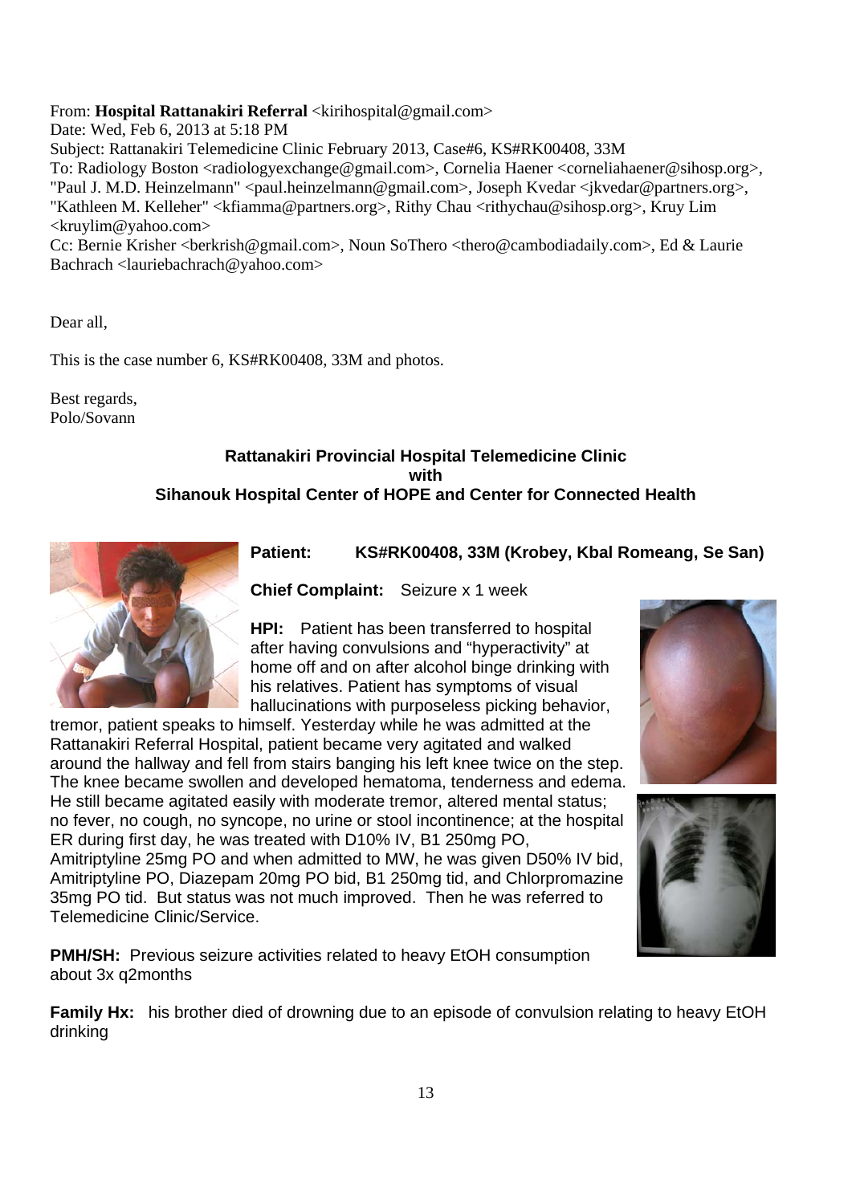From: **Hospital Rattanakiri Referral** <kirihospital@gmail.com>
Date: Wed, Feb 6, 2013 at 5:18 PM
Subject: Rattanakiri Telemedicine Clinic February 2013, Case#6, KS#RK00408, 33M
To: Radiology Boston <radiologyexchange@gmail.com>, Cornelia Haener <corneliahaener@sihosp.org>, "Paul J. M.D. Heinzelmann" <paul.heinzelmann@gmail.com>, Joseph Kvedar <jkvedar@partners.org>, "Kathleen M. Kelleher" <kfiamma@partners.org>, Rithy Chau <rithychau@sihosp.org>, Kruy Lim <kruylim@yahoo.com>
Cc: Bernie Krisher <berkrish@gmail.com>, Noun SoThero <thero@cambodiadaily.com>, Ed & Laurie Bachrach <lauriebachrach@yahoo.com>

Dear all,

This is the case number 6, KS#RK00408, 33M and photos.

Best regards,
Polo/Sovann

**Rattanakiri Provincial Hospital Telemedicine Clinic**
**with**
**Sihanouk Hospital Center of HOPE and Center for Connected Health**

**Patient:** **KS#RK00408, 33M (Krobey, Kbal Romeang, Se San)**

**Chief Complaint:** Seizure x 1 week

**HPI:** Patient has been transferred to hospital after having convulsions and "hyperactivity" at home off and on after alcohol binge drinking with his relatives. Patient has symptoms of visual hallucinations with purposeless picking behavior, tremor, patient speaks to himself. Yesterday while he was admitted at the Rattanakiri Referral Hospital, patient became very agitated and walked around the hallway and fell from stairs banging his left knee twice on the step. The knee became swollen and developed hematoma, tenderness and edema. He still became agitated easily with moderate tremor, altered mental status; no fever, no cough, no syncope, no urine or stool incontinence; at the hospital ER during first day, he was treated with D10% IV, B1 250mg PO, Amitriptyline 25mg PO and when admitted to MW, he was given D50% IV bid, Amitriptyline PO, Diazepam 20mg PO bid, B1 250mg tid, and Chlorpromazine 35mg PO tid. But status was not much improved. Then he was referred to Telemedicine Clinic/Service.

**PMH/SH:** Previous seizure activities related to heavy EtOH consumption about 3x q2months

**Family Hx:** his brother died of drowning due to an episode of convulsion relating to heavy EtOH drinking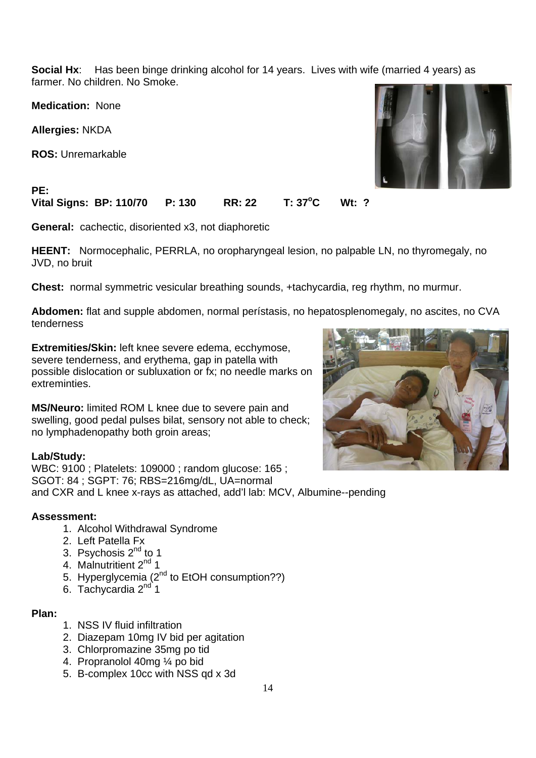**Social Hx**: Has been binge drinking alcohol for 14 years. Lives with wife (married 4 years) as farmer. No children. No Smoke.

**Medication:** None

**Allergies:** NKDA

**ROS:** Unremarkable

**PE:**
**Vital Signs: BP: 110/70 P: 130 RR: 22 T: 37°C Wt: ?**

**General:** cachectic, disoriented x3, not diaphoretic

**HEENT:** Normocephalic, PERRLA, no oropharyngeal lesion, no palpable LN, no thyromegaly, no JVD, no bruit

**Chest:** normal symmetric vesicular breathing sounds, +tachycardia, reg rhythm, no murmur.

**Abdomen:** flat and supple abdomen, normal perístasis, no hepatosplenomegaly, no ascites, no CVA tenderness

**Extremities/Skin:** left knee severe edema, ecchymose, severe tenderness, and erythema, gap in patella with possible dislocation or subluxation or fx; no needle marks on extreminties.

**MS/Neuro:** limited ROM L knee due to severe pain and swelling, good pedal pulses bilat, sensory not able to check; no lymphadenopathy both groin areas;

**Lab/Study:**
WBC: 9100 ; Platelets: 109000 ; random glucose: 165 ; SGOT: 84 ; SGPT: 76; RBS=216mg/dL, UA=normal and CXR and L knee x-rays as attached, add'l lab: MCV, Albumine--pending

**Assessment:**

1. Alcohol Withdrawal Syndrome
2. Left Patella Fx
3. Psychosis 2nd to 1
4. Malnutritient 2nd 1
5. Hyperglycemia (2nd to EtOH consumption??)
6. Tachycardia 2nd 1

**Plan:**

1. NSS IV fluid infiltration
2. Diazepam 10mg IV bid per agitation
3. Chlorpromazine 35mg po tid
4. Propranolol 40mg ¼ po bid
5. B-complex 10cc with NSS qd x 3d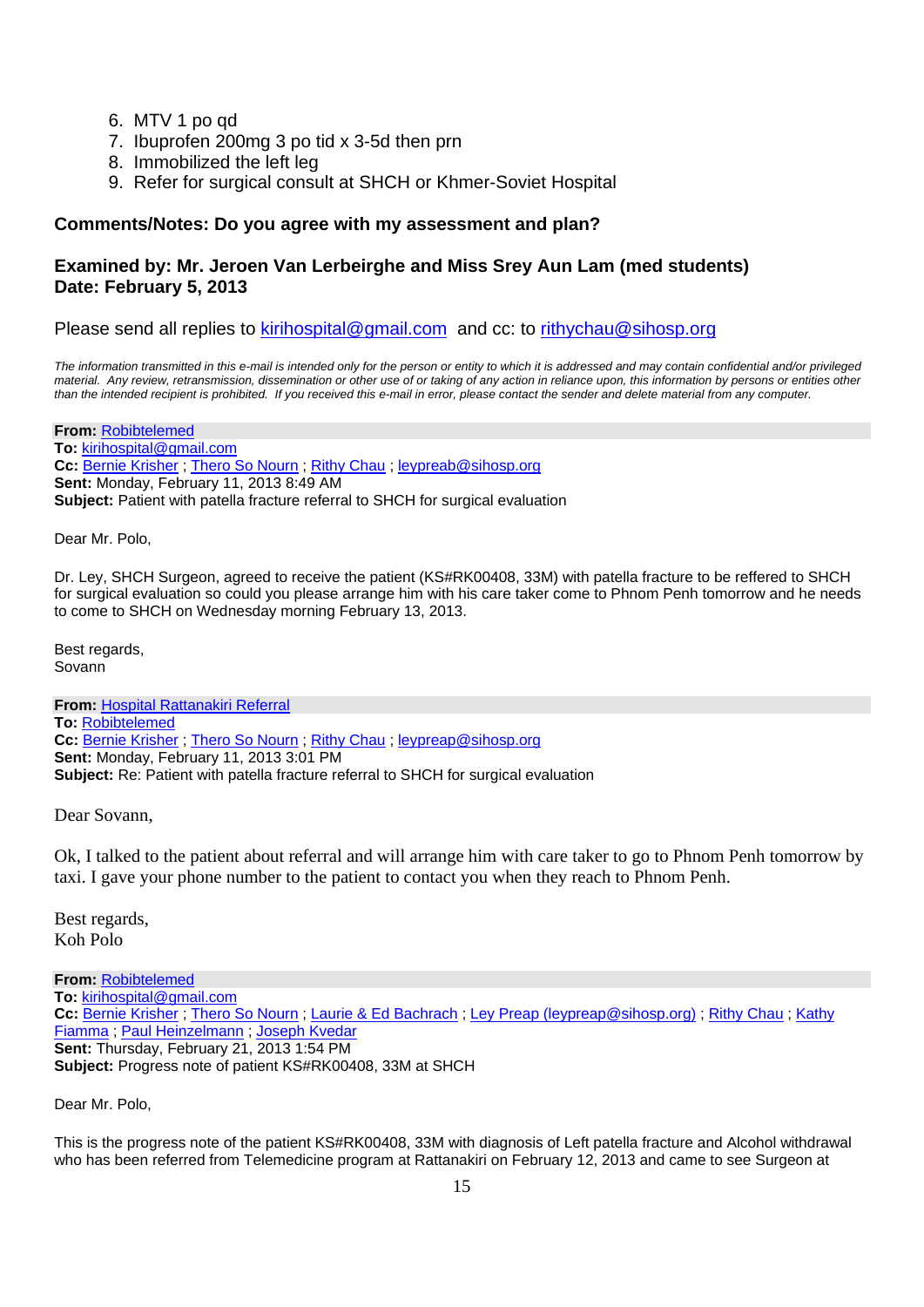6. MTV 1 po qd
7. Ibuprofen 200mg 3 po tid x 3-5d then prn
8. Immobilized the left leg
9. Refer for surgical consult at SHCH or Khmer-Soviet Hospital

**Comments/Notes: Do you agree with my assessment and plan?**

**Examined by: Mr. Jeroen Van Lerbeirghe and Miss Srey Aun Lam (med students)**
**Date: February 5, 2013**

Please send all replies to kirihospital@gmail.com and cc: to rithychau@sihosp.org

*The information transmitted in this e-mail is intended only for the person or entity to which it is addressed and may contain confidential and/or privileged material. Any review, retransmission, dissemination or other use of or taking of any action in reliance upon, this information by persons or entities other than the intended recipient is prohibited. If you received this e-mail in error, please contact the sender and delete material from any computer.*

**From:** Robibtelemed
**To:** kirihospital@gmail.com
**Cc:** Bernie Krisher ; Thero So Nourn ; Rithy Chau ; leypreab@sihosp.org
**Sent:** Monday, February 11, 2013 8:49 AM
**Subject:** Patient with patella fracture referral to SHCH for surgical evaluation

Dear Mr. Polo,

Dr. Ley, SHCH Surgeon, agreed to receive the patient (KS#RK00408, 33M) with patella fracture to be reffered to SHCH for surgical evaluation so could you please arrange him with his care taker come to Phnom Penh tomorrow and he needs to come to SHCH on Wednesday morning February 13, 2013.

Best regards,
Sovann

**From:** Hospital Rattanakiri Referral
**To:** Robibtelemed
**Cc:** Bernie Krisher ; Thero So Nourn ; Rithy Chau ; leypreap@sihosp.org
**Sent:** Monday, February 11, 2013 3:01 PM
**Subject:** Re: Patient with patella fracture referral to SHCH for surgical evaluation

Dear Sovann,

Ok, I talked to the patient about referral and will arrange him with care taker to go to Phnom Penh tomorrow by taxi. I gave your phone number to the patient to contact you when they reach to Phnom Penh.

Best regards,
Koh Polo

**From:** Robibtelemed
**To:** kirihospital@gmail.com
**Cc:** Bernie Krisher ; Thero So Nourn ; Laurie & Ed Bachrach ; Ley Preap (leypreap@sihosp.org) ; Rithy Chau ; Kathy Fiamma ; Paul Heinzelmann ; Joseph Kvedar
**Sent:** Thursday, February 21, 2013 1:54 PM
**Subject:** Progress note of patient KS#RK00408, 33M at SHCH

Dear Mr. Polo,

This is the progress note of the patient KS#RK00408, 33M with diagnosis of Left patella fracture and Alcohol withdrawal who has been referred from Telemedicine program at Rattanakiri on February 12, 2013 and came to see Surgeon at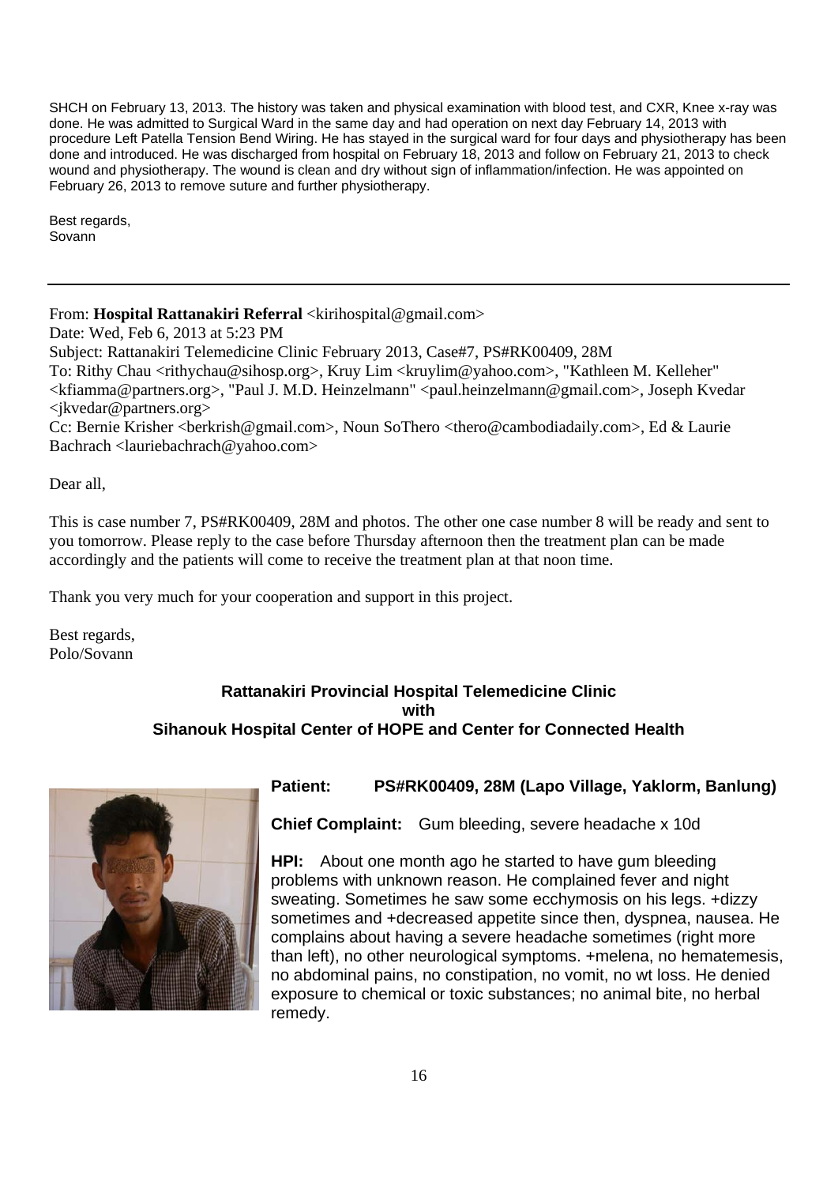SHCH on February 13, 2013. The history was taken and physical examination with blood test, and CXR, Knee x-ray was done. He was admitted to Surgical Ward in the same day and had operation on next day February 14, 2013 with procedure Left Patella Tension Bend Wiring. He has stayed in the surgical ward for four days and physiotherapy has been done and introduced. He was discharged from hospital on February 18, 2013 and follow on February 21, 2013 to check wound and physiotherapy. The wound is clean and dry without sign of inflammation/infection. He was appointed on February 26, 2013 to remove suture and further physiotherapy.

Best regards,
Sovann

---

From: **Hospital Rattanakiri Referral** <kirihospital@gmail.com>
Date: Wed, Feb 6, 2013 at 5:23 PM
Subject: Rattanakiri Telemedicine Clinic February 2013, Case#7, PS#RK00409, 28M
To: Rithy Chau <rithychau@sihosp.org>, Kruy Lim <kruylim@yahoo.com>, "Kathleen M. Kelleher" <kfiamma@partners.org>, "Paul J. M.D. Heinzelmann" <paul.heinzelmann@gmail.com>, Joseph Kvedar <jkvedar@partners.org>
Cc: Bernie Krisher <berkrish@gmail.com>, Noun SoThero <thero@cambodiadaily.com>, Ed & Laurie Bachrach <lauriebachrach@yahoo.com>

Dear all,

This is case number 7, PS#RK00409, 28M and photos. The other one case number 8 will be ready and sent to you tomorrow. Please reply to the case before Thursday afternoon then the treatment plan can be made accordingly and the patients will come to receive the treatment plan at that noon time.

Thank you very much for your cooperation and support in this project.

Best regards,
Polo/Sovann

**Rattanakiri Provincial Hospital Telemedicine Clinic**
**with**
**Sihanouk Hospital Center of HOPE and Center for Connected Health**

**Patient:** **PS#RK00409, 28M (Lapo Village, Yaklorm, Banlung)**

**Chief Complaint:** Gum bleeding, severe headache x 10d

**HPI:** About one month ago he started to have gum bleeding problems with unknown reason. He complained fever and night sweating. Sometimes he saw some ecchymosis on his legs. +dizzy sometimes and +decreased appetite since then, dyspnea, nausea. He complains about having a severe headache sometimes (right more than left), no other neurological symptoms. +melena, no hematemesis, no abdominal pains, no constipation, no vomit, no wt loss. He denied exposure to chemical or toxic substances; no animal bite, no herbal remedy.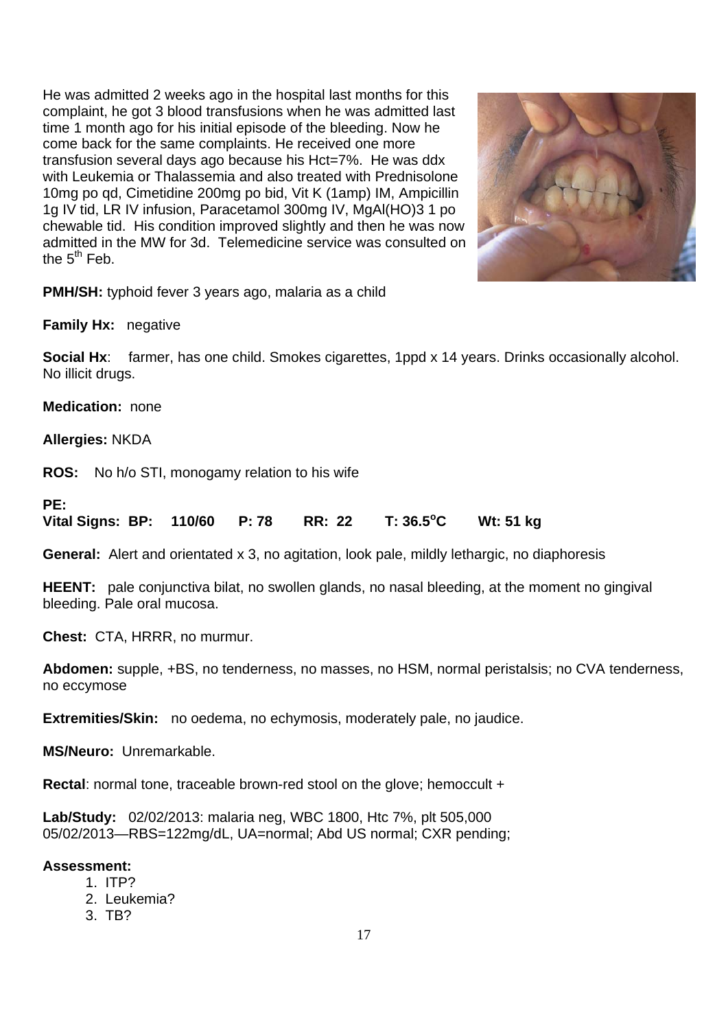He was admitted 2 weeks ago in the hospital last months for this complaint, he got 3 blood transfusions when he was admitted last time 1 month ago for his initial episode of the bleeding. Now he come back for the same complaints. He received one more transfusion several days ago because his Hct=7%. He was ddx with Leukemia or Thalassemia and also treated with Prednisolone 10mg po qd, Cimetidine 200mg po bid, Vit K (1amp) IM, Ampicillin 1g IV tid, LR IV infusion, Paracetamol 300mg IV, MgAl(HO)3 1 po chewable tid. His condition improved slightly and then he was now admitted in the MW for 3d. Telemedicine service was consulted on the 5th Feb.

**PMH/SH:** typhoid fever 3 years ago, malaria as a child

**Family Hx:** negative

**Social Hx**: farmer, has one child. Smokes cigarettes, 1ppd x 14 years. Drinks occasionally alcohol. No illicit drugs.

**Medication:** none

**Allergies:** NKDA

**ROS:** No h/o STI, monogamy relation to his wife

**PE:**

**Vital Signs: BP: 110/60 P: 78 RR: 22 T: 36.5°C Wt: 51 kg**

**General:** Alert and orientated x 3, no agitation, look pale, mildly lethargic, no diaphoresis

**HEENT:** pale conjunctiva bilat, no swollen glands, no nasal bleeding, at the moment no gingival bleeding. Pale oral mucosa.

**Chest:** CTA, HRRR, no murmur.

**Abdomen:** supple, +BS, no tenderness, no masses, no HSM, normal peristalsis; no CVA tenderness, no eccymose

**Extremities/Skin:** no oedema, no echymosis, moderately pale, no jaudice.

**MS/Neuro:** Unremarkable.

**Rectal**: normal tone, traceable brown-red stool on the glove; hemoccult +

**Lab/Study:** 02/02/2013: malaria neg, WBC 1800, Htc 7%, plt 505,000
05/02/2013—RBS=122mg/dL, UA=normal; Abd US normal; CXR pending;

**Assessment:**

1. ITP?
2. Leukemia?
3. TB?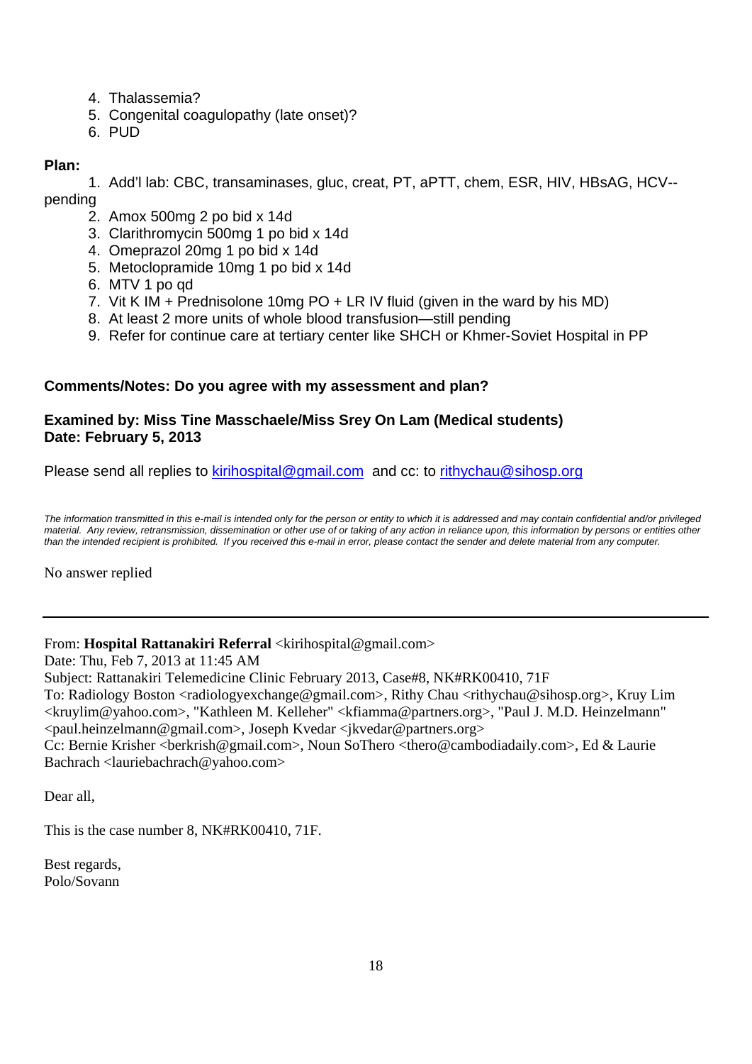4. Thalassemia?
5. Congenital coagulopathy (late onset)?
6. PUD

**Plan:**

1. Add'l lab: CBC, transaminases, gluc, creat, PT, aPTT, chem, ESR, HIV, HBsAG, HCV--pending
2. Amox 500mg 2 po bid x 14d
3. Clarithromycin 500mg 1 po bid x 14d
4. Omeprazol 20mg 1 po bid x 14d
5. Metoclopramide 10mg 1 po bid x 14d
6. MTV 1 po qd
7. Vit K IM + Prednisolone 10mg PO + LR IV fluid (given in the ward by his MD)
8. At least 2 more units of whole blood transfusion—still pending
9. Refer for continue care at tertiary center like SHCH or Khmer-Soviet Hospital in PP

**Comments/Notes: Do you agree with my assessment and plan?**

**Examined by: Miss Tine Masschaele/Miss Srey On Lam (Medical students)**
**Date: February 5, 2013**

Please send all replies to kirihospital@gmail.com and cc: to rithychau@sihosp.org

*The information transmitted in this e-mail is intended only for the person or entity to which it is addressed and may contain confidential and/or privileged material. Any review, retransmission, dissemination or other use of or taking of any action in reliance upon, this information by persons or entities other than the intended recipient is prohibited. If you received this e-mail in error, please contact the sender and delete material from any computer.*

No answer replied

---

From: **Hospital Rattanakiri Referral** <kirihospital@gmail.com>
Date: Thu, Feb 7, 2013 at 11:45 AM
Subject: Rattanakiri Telemedicine Clinic February 2013, Case#8, NK#RK00410, 71F
To: Radiology Boston <radiologyexchange@gmail.com>, Rithy Chau <rithychau@sihosp.org>, Kruy Lim <kruylim@yahoo.com>, "Kathleen M. Kelleher" <kfiamma@partners.org>, "Paul J. M.D. Heinzelmann" <paul.heinzelmann@gmail.com>, Joseph Kvedar <jkvedar@partners.org>
Cc: Bernie Krisher <berkrish@gmail.com>, Noun SoThero <thero@cambodiadaily.com>, Ed & Laurie Bachrach <lauriebachrach@yahoo.com>

Dear all,

This is the case number 8, NK#RK00410, 71F.

Best regards,
Polo/Sovann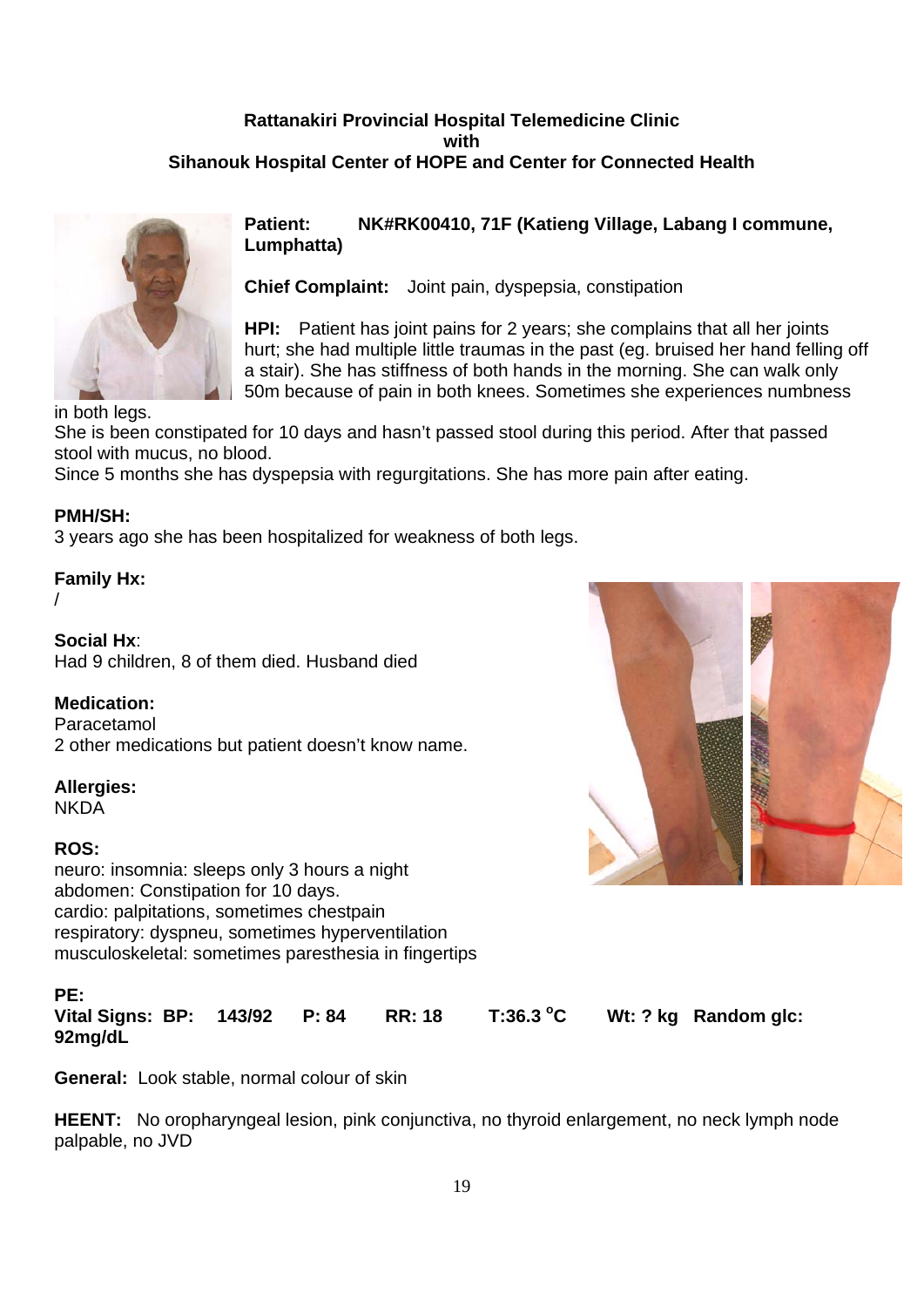**Rattanakiri Provincial Hospital Telemedicine Clinic**
**with**
**Sihanouk Hospital Center of HOPE and Center for Connected Health**

**Patient:** **NK#RK00410, 71F (Katieng Village, Labang I commune, Lumphatta)**

**Chief Complaint:** Joint pain, dyspepsia, constipation

**HPI:** Patient has joint pains for 2 years; she complains that all her joints hurt; she had multiple little traumas in the past (eg. bruised her hand felling off a stair). She has stiffness of both hands in the morning. She can walk only 50m because of pain in both knees. Sometimes she experiences numbness in both legs.
She is been constipated for 10 days and hasn't passed stool during this period. After that passed stool with mucus, no blood.
Since 5 months she has dyspepsia with regurgitations. She has more pain after eating.

**PMH/SH:**
3 years ago she has been hospitalized for weakness of both legs.

**Family Hx:**
/

**Social Hx**:
Had 9 children, 8 of them died. Husband died

**Medication:**
Paracetamol
2 other medications but patient doesn't know name.

**Allergies:**
NKDA

**ROS:**
neuro: insomnia: sleeps only 3 hours a night
abdomen: Constipation for 10 days.
cardio: palpitations, sometimes chestpain
respiratory: dyspneu, sometimes hyperventilation
musculoskeletal: sometimes paresthesia in fingertips

**PE:**
**Vital Signs: BP: 143/92 P: 84 RR: 18 T:36.3 °C Wt: ? kg Random glc: 92mg/dL**

**General:** Look stable, normal colour of skin

**HEENT:** No oropharyngeal lesion, pink conjunctiva, no thyroid enlargement, no neck lymph node palpable, no JVD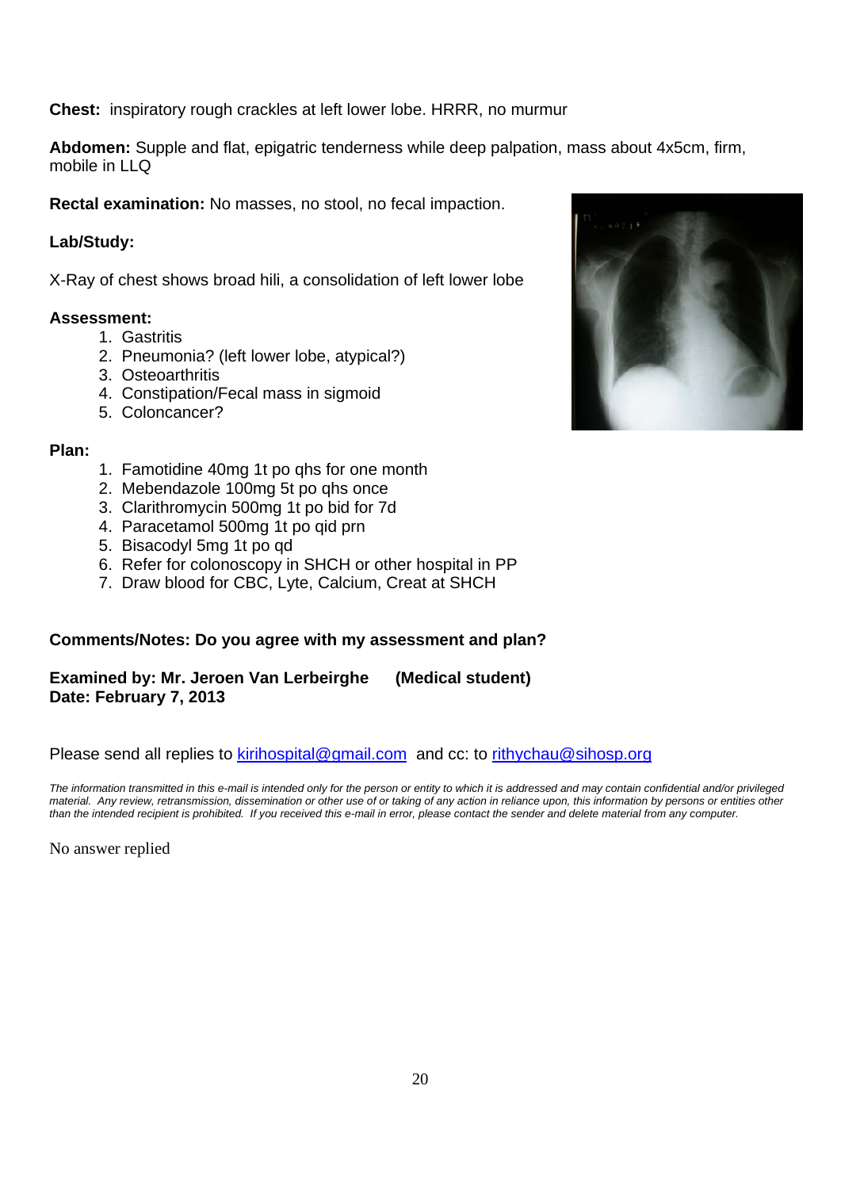**Chest:** inspiratory rough crackles at left lower lobe. HRRR, no murmur

**Abdomen:** Supple and flat, epigatric tenderness while deep palpation, mass about 4x5cm, firm, mobile in LLQ

**Rectal examination:** No masses, no stool, no fecal impaction.

**Lab/Study:**

X-Ray of chest shows broad hili, a consolidation of left lower lobe

**Assessment:**

1. Gastritis
2. Pneumonia? (left lower lobe, atypical?)
3. Osteoarthritis
4. Constipation/Fecal mass in sigmoid
5. Coloncancer?

**Plan:**

1. Famotidine 40mg 1t po qhs for one month
2. Mebendazole 100mg 5t po qhs once
3. Clarithromycin 500mg 1t po bid for 7d
4. Paracetamol 500mg 1t po qid prn
5. Bisacodyl 5mg 1t po qd
6. Refer for colonoscopy in SHCH or other hospital in PP
7. Draw blood for CBC, Lyte, Calcium, Creat at SHCH

**Comments/Notes: Do you agree with my assessment and plan?**

**Examined by: Mr. Jeroen Van Lerbeirghe (Medical student)**
**Date: February 7, 2013**

Please send all replies to kirihospital@gmail.com and cc: to rithychau@sihosp.org

*The information transmitted in this e-mail is intended only for the person or entity to which it is addressed and may contain confidential and/or privileged material. Any review, retransmission, dissemination or other use of or taking of any action in reliance upon, this information by persons or entities other than the intended recipient is prohibited. If you received this e-mail in error, please contact the sender and delete material from any computer.*

No answer replied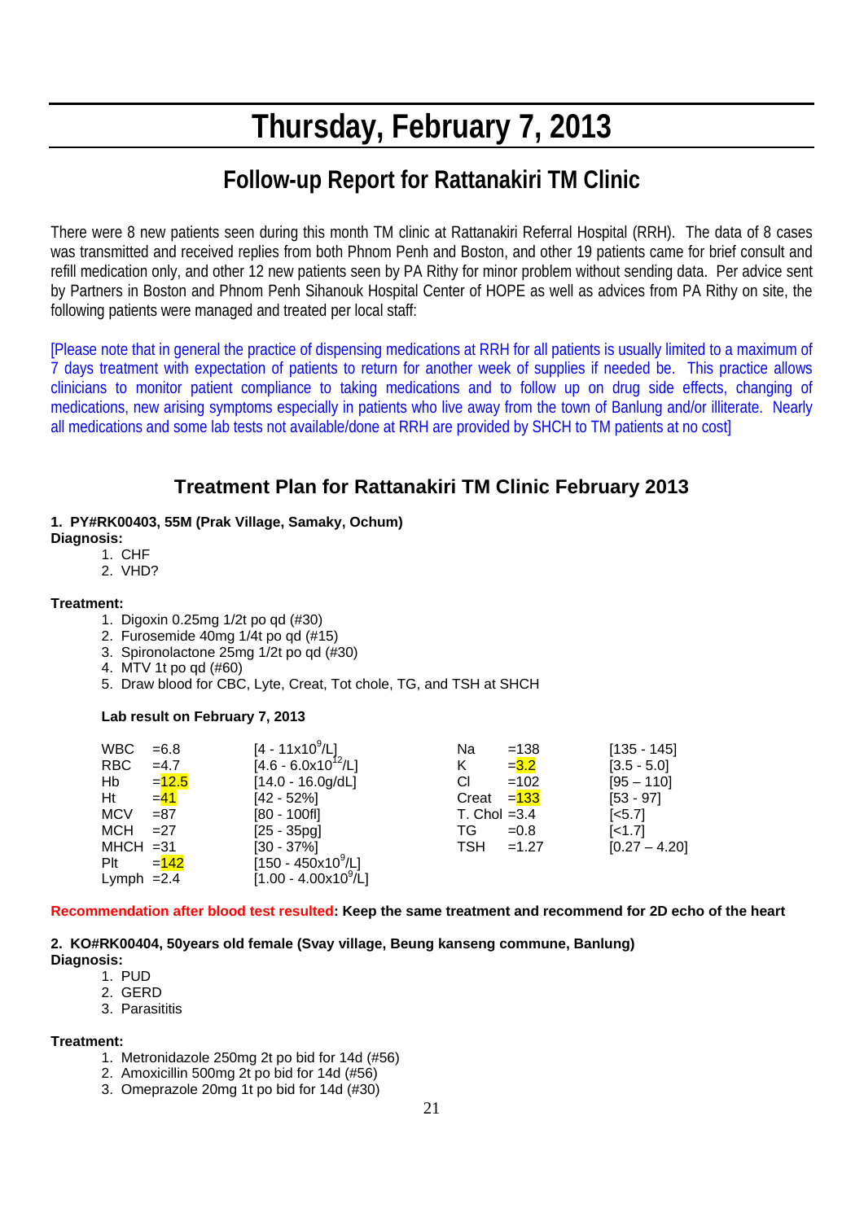# Thursday, February 7, 2013

## Follow-up Report for Rattanakiri TM Clinic

There were 8 new patients seen during this month TM clinic at Rattanakiri Referral Hospital (RRH). The data of 8 cases was transmitted and received replies from both Phnom Penh and Boston, and other 19 patients came for brief consult and refill medication only, and other 12 new patients seen by PA Rithy for minor problem without sending data. Per advice sent by Partners in Boston and Phnom Penh Sihanouk Hospital Center of HOPE as well as advices from PA Rithy on site, the following patients were managed and treated per local staff:

[Please note that in general the practice of dispensing medications at RRH for all patients is usually limited to a maximum of 7 days treatment with expectation of patients to return for another week of supplies if needed be. This practice allows clinicians to monitor patient compliance to taking medications and to follow up on drug side effects, changing of medications, new arising symptoms especially in patients who live away from the town of Banlung and/or illiterate. Nearly all medications and some lab tests not available/done at RRH are provided by SHCH to TM patients at no cost]

### Treatment Plan for Rattanakiri TM Clinic February 2013

**1. PY#RK00403, 55M (Prak Village, Samaky, Ochum)**

**Diagnosis:**

1. CHF
2. VHD?

**Treatment:**

1. Digoxin 0.25mg 1/2t po qd (#30)
2. Furosemide 40mg 1/4t po qd (#15)
3. Spironolactone 25mg 1/2t po qd (#30)
4. MTV 1t po qd (#60)
5. Draw blood for CBC, Lyte, Creat, Tot chole, TG, and TSH at SHCH

**Lab result on February 7, 2013**

| Test | Result | Reference | Test | Result | Reference |
|---|---|---|---|---|---|
| WBC | =6.8 | [4 - 11x$10^9$/L] | Na | =138 | [135 - 145] |
| RBC | =4.7 | [4.6 - 6.0x$10^{12}$/L] | K | =3.2 | [3.5 - 5.0] |
| Hb | =12.5 | [14.0 - 16.0g/dL] | Cl | =102 | [95 – 110] |
| Ht | =41 | [42 - 52%] | Creat | =133 | [53 - 97] |
| MCV | =87 | [80 - 100fl] | T. Chol | =3.4 | [<5.7] |
| MCH | =27 | [25 - 35pg] | TG | =0.8 | [<1.7] |
| MHCH | =31 | [30 - 37%] | TSH | =1.27 | [0.27 – 4.20] |
| Plt | =142 | [150 - 450x$10^9$/L] | | | |
| Lymph | =2.4 | [1.00 - 4.00x$10^9$/L] | | | |

**Recommendation after blood test resulted: Keep the same treatment and recommend for 2D echo of the heart**

**2. KO#RK00404, 50years old female (Svay village, Beung kanseng commune, Banlung)**

**Diagnosis:**

1. PUD
2. GERD
3. Parasititis

**Treatment:**

1. Metronidazole 250mg 2t po bid for 14d (#56)
2. Amoxicillin 500mg 2t po bid for 14d (#56)
3. Omeprazole 20mg 1t po bid for 14d (#30)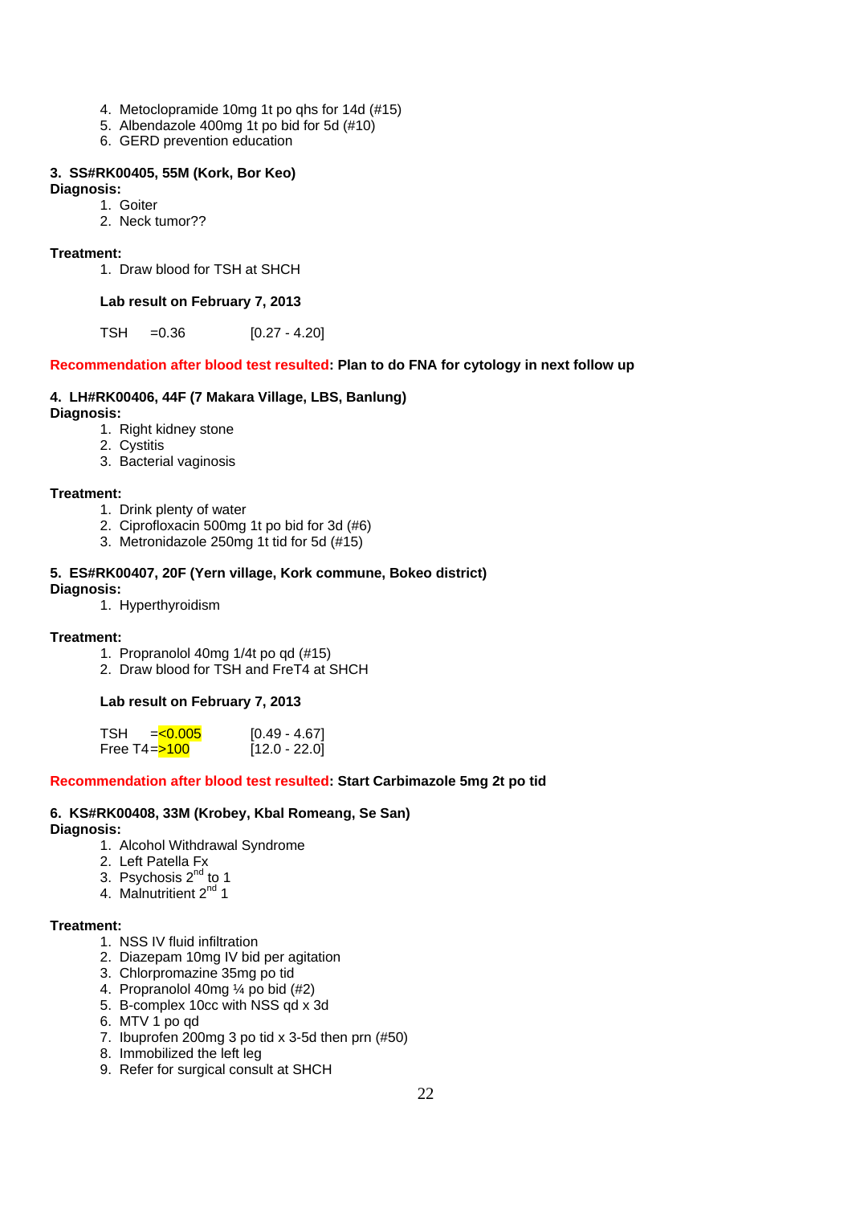4. Metoclopramide 10mg 1t po qhs for 14d (#15)
5. Albendazole 400mg 1t po bid for 5d (#10)
6. GERD prevention education

**3. SS#RK00405, 55M (Kork, Bor Keo)**

**Diagnosis:**

1. Goiter
2. Neck tumor??

**Treatment:**

1. Draw blood for TSH at SHCH

**Lab result on February 7, 2013**

| | | |
|---|---|---|
| TSH | =0.36 | [0.27 - 4.20] |

**Recommendation after blood test resulted: Plan to do FNA for cytology in next follow up**

**4. LH#RK00406, 44F (7 Makara Village, LBS, Banlung)**

**Diagnosis:**

1. Right kidney stone
2. Cystitis
3. Bacterial vaginosis

**Treatment:**

1. Drink plenty of water
2. Ciprofloxacin 500mg 1t po bid for 3d (#6)
3. Metronidazole 250mg 1t tid for 5d (#15)

**5. ES#RK00407, 20F (Yern village, Kork commune, Bokeo district)**

**Diagnosis:**

1. Hyperthyroidism

**Treatment:**

1. Propranolol 40mg 1/4t po qd (#15)
2. Draw blood for TSH and FreT4 at SHCH

**Lab result on February 7, 2013**

| | | |
|---|---|---|
| TSH | =<0.005 | [0.49 - 4.67] |
| Free T4 | =>100 | [12.0 - 22.0] |

**Recommendation after blood test resulted: Start Carbimazole 5mg 2t po tid**

**6. KS#RK00408, 33M (Krobey, Kbal Romeang, Se San)**

**Diagnosis:**

1. Alcohol Withdrawal Syndrome
2. Left Patella Fx
3. Psychosis 2nd to 1
4. Malnutritient 2nd 1

**Treatment:**

1. NSS IV fluid infiltration
2. Diazepam 10mg IV bid per agitation
3. Chlorpromazine 35mg po tid
4. Propranolol 40mg ¼ po bid (#2)
5. B-complex 10cc with NSS qd x 3d
6. MTV 1 po qd
7. Ibuprofen 200mg 3 po tid x 3-5d then prn (#50)
8. Immobilized the left leg
9. Refer for surgical consult at SHCH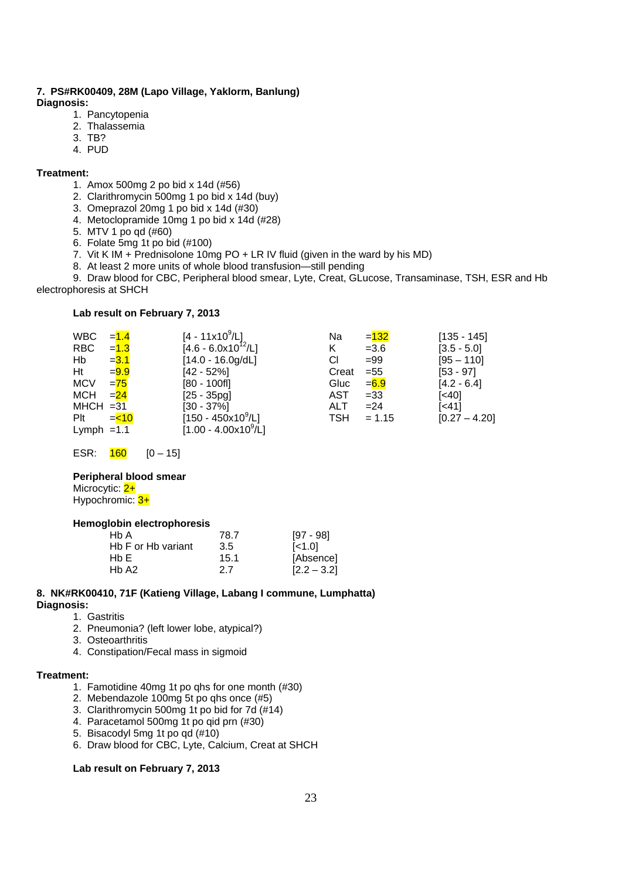**7. PS#RK00409, 28M (Lapo Village, Yaklorm, Banlung)**
**Diagnosis:**

1. Pancytopenia
2. Thalassemia
3. TB?
4. PUD

**Treatment:**

1. Amox 500mg 2 po bid x 14d (#56)
2. Clarithromycin 500mg 1 po bid x 14d (buy)
3. Omeprazol 20mg 1 po bid x 14d (#30)
4. Metoclopramide 10mg 1 po bid x 14d (#28)
5. MTV 1 po qd (#60)
6. Folate 5mg 1t po bid (#100)
7. Vit K IM + Prednisolone 10mg PO + LR IV fluid (given in the ward by his MD)
8. At least 2 more units of whole blood transfusion—still pending
9. Draw blood for CBC, Peripheral blood smear, Lyte, Creat, GLucose, Transaminase, TSH, ESR and Hb electrophoresis at SHCH

**Lab result on February 7, 2013**

| Test | Result | Reference | Test | Result | Reference |
|---|---|---|---|---|---|
| WBC | =1.4 | [4 - 11x$10^9$/L] | Na | =132 | [135 - 145] |
| RBC | =1.3 | [4.6 - 6.0x$10^{12}$/L] | K | =3.6 | [3.5 - 5.0] |
| Hb | =3.1 | [14.0 - 16.0g/dL] | Cl | =99 | [95 – 110] |
| Ht | =9.9 | [42 - 52%] | Creat | =55 | [53 - 97] |
| MCV | =75 | [80 - 100fl] | Gluc | =6.9 | [4.2 - 6.4] |
| MCH | =24 | [25 - 35pg] | AST | =33 | [<40] |
| MHCH | =31 | [30 - 37%] | ALT | =24 | [<41] |
| Plt | =<10 | [150 - 450x$10^9$/L] | TSH | = 1.15 | [0.27 – 4.20] |
| Lymph | =1.1 | [1.00 - 4.00x$10^9$/L] | | | |

ESR: 160 [0 – 15]

**Peripheral blood smear**
Microcytic: 2+
Hypochromic: 3+

**Hemoglobin electrophoresis**

| | | |
|---|---|---|
| Hb A | 78.7 | [97 - 98] |
| Hb F or Hb variant | 3.5 | [<1.0] |
| Hb E | 15.1 | [Absence] |
| Hb A2 | 2.7 | [2.2 – 3.2] |

**8. NK#RK00410, 71F (Katieng Village, Labang I commune, Lumphatta)**
**Diagnosis:**

1. Gastritis
2. Pneumonia? (left lower lobe, atypical?)
3. Osteoarthritis
4. Constipation/Fecal mass in sigmoid

**Treatment:**

1. Famotidine 40mg 1t po qhs for one month (#30)
2. Mebendazole 100mg 5t po qhs once (#5)
3. Clarithromycin 500mg 1t po bid for 7d (#14)
4. Paracetamol 500mg 1t po qid prn (#30)
5. Bisacodyl 5mg 1t po qd (#10)
6. Draw blood for CBC, Lyte, Calcium, Creat at SHCH

**Lab result on February 7, 2013**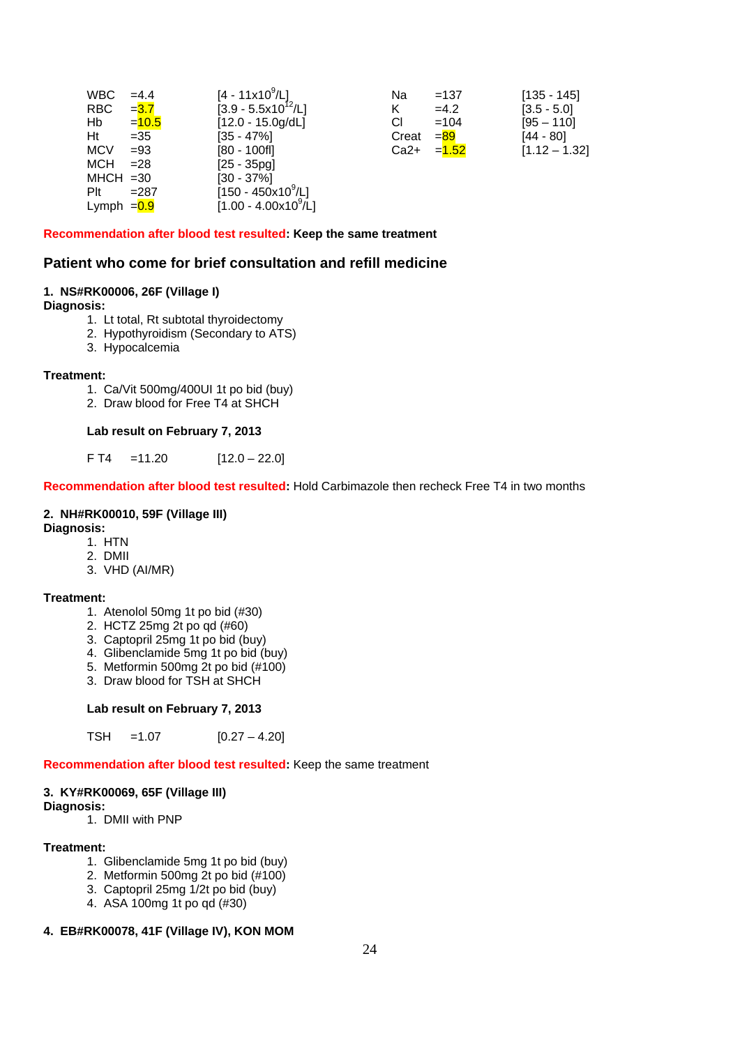| | | | | | |
|---|---|---|---|---|---|
| WBC | =4.4 | [4 - 11x10$^9$/L] | Na | =137 | [135 - 145] |
| RBC | =3.7 | [3.9 - 5.5x10$^{12}$/L] | K | =4.2 | [3.5 - 5.0] |
| Hb | =10.5 | [12.0 - 15.0g/dL] | Cl | =104 | [95 – 110] |
| Ht | =35 | [35 - 47%] | Creat | =89 | [44 - 80] |
| MCV | =93 | [80 - 100fl] | Ca2+ | =1.52 | [1.12 – 1.32] |
| MCH | =28 | [25 - 35pg] | | | |
| MHCH | =30 | [30 - 37%] | | | |
| Plt | =287 | [150 - 450x10$^9$/L] | | | |
| Lymph | =0.9 | [1.00 - 4.00x10$^9$/L] | | | |

**Recommendation after blood test resulted: Keep the same treatment**

## Patient who come for brief consultation and refill medicine

**1. NS#RK00006, 26F (Village I)**

**Diagnosis:**

1. Lt total, Rt subtotal thyroidectomy
2. Hypothyroidism (Secondary to ATS)
3. Hypocalcemia

**Treatment:**

1. Ca/Vit 500mg/400UI 1t po bid (buy)
2. Draw blood for Free T4 at SHCH

**Lab result on February 7, 2013**

F T4 =11.20 [12.0 – 22.0]

**Recommendation after blood test resulted:** Hold Carbimazole then recheck Free T4 in two months

**2. NH#RK00010, 59F (Village III)**

**Diagnosis:**

1. HTN
2. DMII
3. VHD (AI/MR)

**Treatment:**

1. Atenolol 50mg 1t po bid (#30)
2. HCTZ 25mg 2t po qd (#60)
3. Captopril 25mg 1t po bid (buy)
4. Glibenclamide 5mg 1t po bid (buy)
5. Metformin 500mg 2t po bid (#100)
3. Draw blood for TSH at SHCH

**Lab result on February 7, 2013**

TSH =1.07 [0.27 – 4.20]

**Recommendation after blood test resulted:** Keep the same treatment

**3. KY#RK00069, 65F (Village III)**

**Diagnosis:**

1. DMII with PNP

**Treatment:**

1. Glibenclamide 5mg 1t po bid (buy)
2. Metformin 500mg 2t po bid (#100)
3. Captopril 25mg 1/2t po bid (buy)
4. ASA 100mg 1t po qd (#30)

**4. EB#RK00078, 41F (Village IV), KON MOM**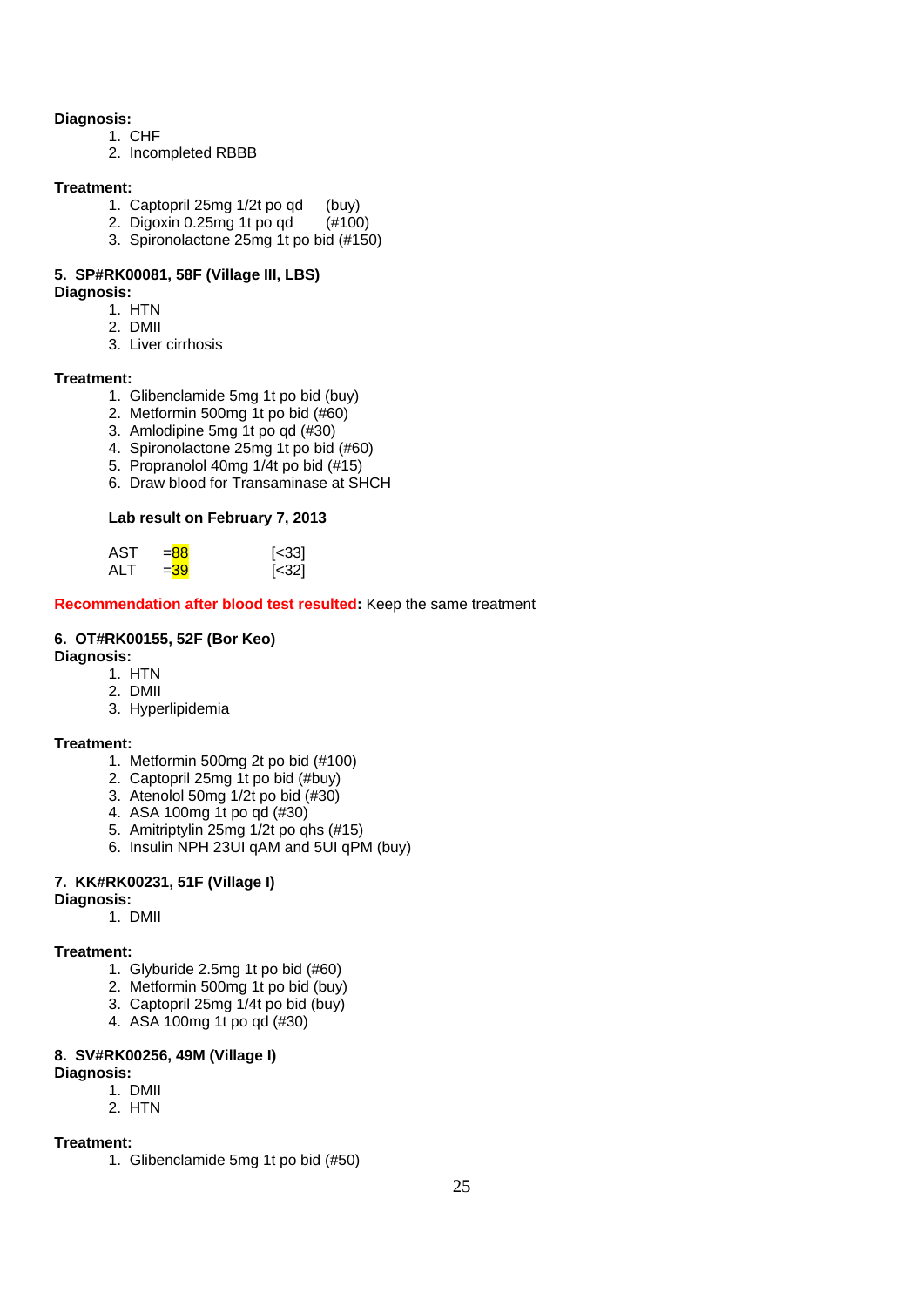**Diagnosis:**

1. CHF
2. Incompleted RBBB

**Treatment:**

1. Captopril 25mg 1/2t po qd (buy)
2. Digoxin 0.25mg 1t po qd (#100)
3. Spironolactone 25mg 1t po bid (#150)

**5. SP#RK00081, 58F (Village III, LBS)**

**Diagnosis:**

1. HTN
2. DMII
3. Liver cirrhosis

**Treatment:**

1. Glibenclamide 5mg 1t po bid (buy)
2. Metformin 500mg 1t po bid (#60)
3. Amlodipine 5mg 1t po qd (#30)
4. Spironolactone 25mg 1t po bid (#60)
5. Propranolol 40mg 1/4t po bid (#15)
6. Draw blood for Transaminase at SHCH

**Lab result on February 7, 2013**

| | | |
|---|---|---|
| AST | =88 | [<33] |
| ALT | =39 | [<32] |

**Recommendation after blood test resulted:** Keep the same treatment

**6. OT#RK00155, 52F (Bor Keo)**

**Diagnosis:**

1. HTN
2. DMII
3. Hyperlipidemia

**Treatment:**

1. Metformin 500mg 2t po bid (#100)
2. Captopril 25mg 1t po bid (#buy)
3. Atenolol 50mg 1/2t po bid (#30)
4. ASA 100mg 1t po qd (#30)
5. Amitriptylin 25mg 1/2t po qhs (#15)
6. Insulin NPH 23UI qAM and 5UI qPM (buy)

**7. KK#RK00231, 51F (Village I)**

**Diagnosis:**

1. DMII

**Treatment:**

1. Glyburide 2.5mg 1t po bid (#60)
2. Metformin 500mg 1t po bid (buy)
3. Captopril 25mg 1/4t po bid (buy)
4. ASA 100mg 1t po qd (#30)

**8. SV#RK00256, 49M (Village I)**

**Diagnosis:**

1. DMII
2. HTN

**Treatment:**

1. Glibenclamide 5mg 1t po bid (#50)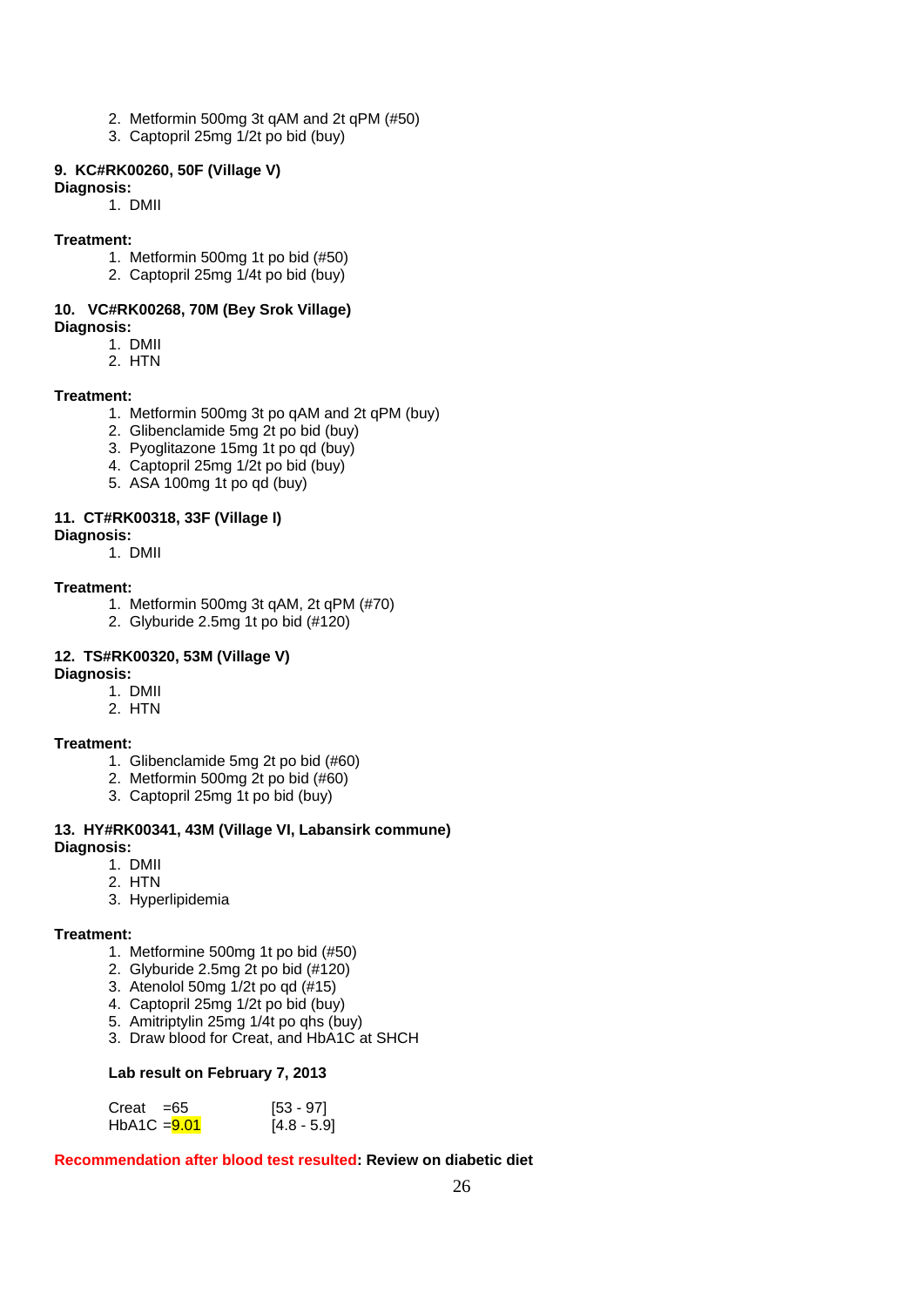2. Metformin 500mg 3t qAM and 2t qPM (#50)
3. Captopril 25mg 1/2t po bid (buy)

**9. KC#RK00260, 50F (Village V)**

**Diagnosis:**

1. DMII

**Treatment:**

1. Metformin 500mg 1t po bid (#50)
2. Captopril 25mg 1/4t po bid (buy)

**10. VC#RK00268, 70M (Bey Srok Village)**

**Diagnosis:**

1. DMII
2. HTN

**Treatment:**

1. Metformin 500mg 3t po qAM and 2t qPM (buy)
2. Glibenclamide 5mg 2t po bid (buy)
3. Pyoglitazone 15mg 1t po qd (buy)
4. Captopril 25mg 1/2t po bid (buy)
5. ASA 100mg 1t po qd (buy)

**11. CT#RK00318, 33F (Village I)**

**Diagnosis:**

1. DMII

**Treatment:**

1. Metformin 500mg 3t qAM, 2t qPM (#70)
2. Glyburide 2.5mg 1t po bid (#120)

**12. TS#RK00320, 53M (Village V)**

**Diagnosis:**

1. DMII
2. HTN

**Treatment:**

1. Glibenclamide 5mg 2t po bid (#60)
2. Metformin 500mg 2t po bid (#60)
3. Captopril 25mg 1t po bid (buy)

**13. HY#RK00341, 43M (Village VI, Labansirk commune)**

**Diagnosis:**

1. DMII
2. HTN
3. Hyperlipidemia

**Treatment:**

1. Metformine 500mg 1t po bid (#50)
2. Glyburide 2.5mg 2t po bid (#120)
3. Atenolol 50mg 1/2t po qd (#15)
4. Captopril 25mg 1/2t po bid (buy)
5. Amitriptylin 25mg 1/4t po qhs (buy)
3. Draw blood for Creat, and HbA1C at SHCH

**Lab result on February 7, 2013**

| | |
|---|---|
| Creat =65 | [53 - 97] |
| HbA1C =9.01 | [4.8 - 5.9] |

**Recommendation after blood test resulted: Review on diabetic diet**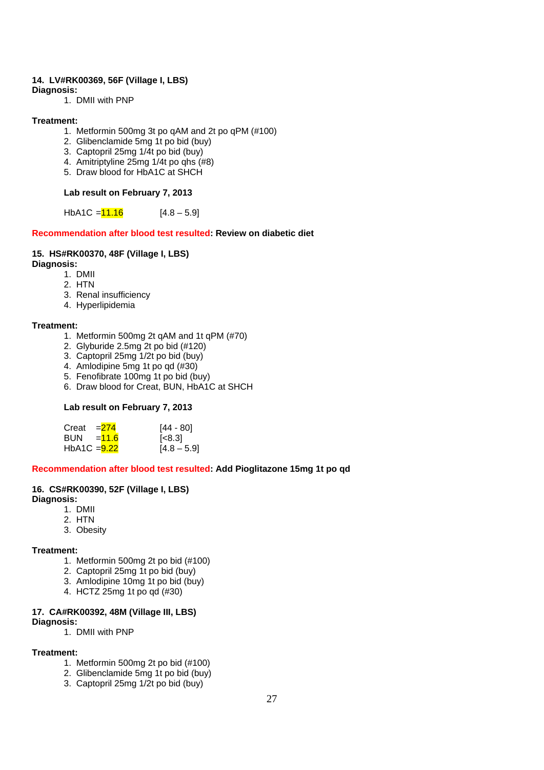**14. LV#RK00369, 56F (Village I, LBS)**
**Diagnosis:**

1. DMII with PNP

**Treatment:**

1. Metformin 500mg 3t po qAM and 2t po qPM (#100)
2. Glibenclamide 5mg 1t po bid (buy)
3. Captopril 25mg 1/4t po bid (buy)
4. Amitriptyline 25mg 1/4t po qhs (#8)
5. Draw blood for HbA1C at SHCH

**Lab result on February 7, 2013**

| | | |
|---|---|---|
| HbA1C | =11.16 | [4.8 – 5.9] |

**Recommendation after blood test resulted: Review on diabetic diet**

**15. HS#RK00370, 48F (Village I, LBS)**
**Diagnosis:**

1. DMII
2. HTN
3. Renal insufficiency
4. Hyperlipidemia

**Treatment:**

1. Metformin 500mg 2t qAM and 1t qPM (#70)
2. Glyburide 2.5mg 2t po bid (#120)
3. Captopril 25mg 1/2t po bid (buy)
4. Amlodipine 5mg 1t po qd (#30)
5. Fenofibrate 100mg 1t po bid (buy)
6. Draw blood for Creat, BUN, HbA1C at SHCH

**Lab result on February 7, 2013**

| | | |
|---|---|---|
| Creat | =274 | [44 - 80] |
| BUN | =11.6 | [<8.3] |
| HbA1C | =9.22 | [4.8 – 5.9] |

**Recommendation after blood test resulted: Add Pioglitazone 15mg 1t po qd**

**16. CS#RK00390, 52F (Village I, LBS)**
**Diagnosis:**

1. DMII
2. HTN
3. Obesity

**Treatment:**

1. Metformin 500mg 2t po bid (#100)
2. Captopril 25mg 1t po bid (buy)
3. Amlodipine 10mg 1t po bid (buy)
4. HCTZ 25mg 1t po qd (#30)

**17. CA#RK00392, 48M (Village III, LBS)**
**Diagnosis:**

1. DMII with PNP

**Treatment:**

1. Metformin 500mg 2t po bid (#100)
2. Glibenclamide 5mg 1t po bid (buy)
3. Captopril 25mg 1/2t po bid (buy)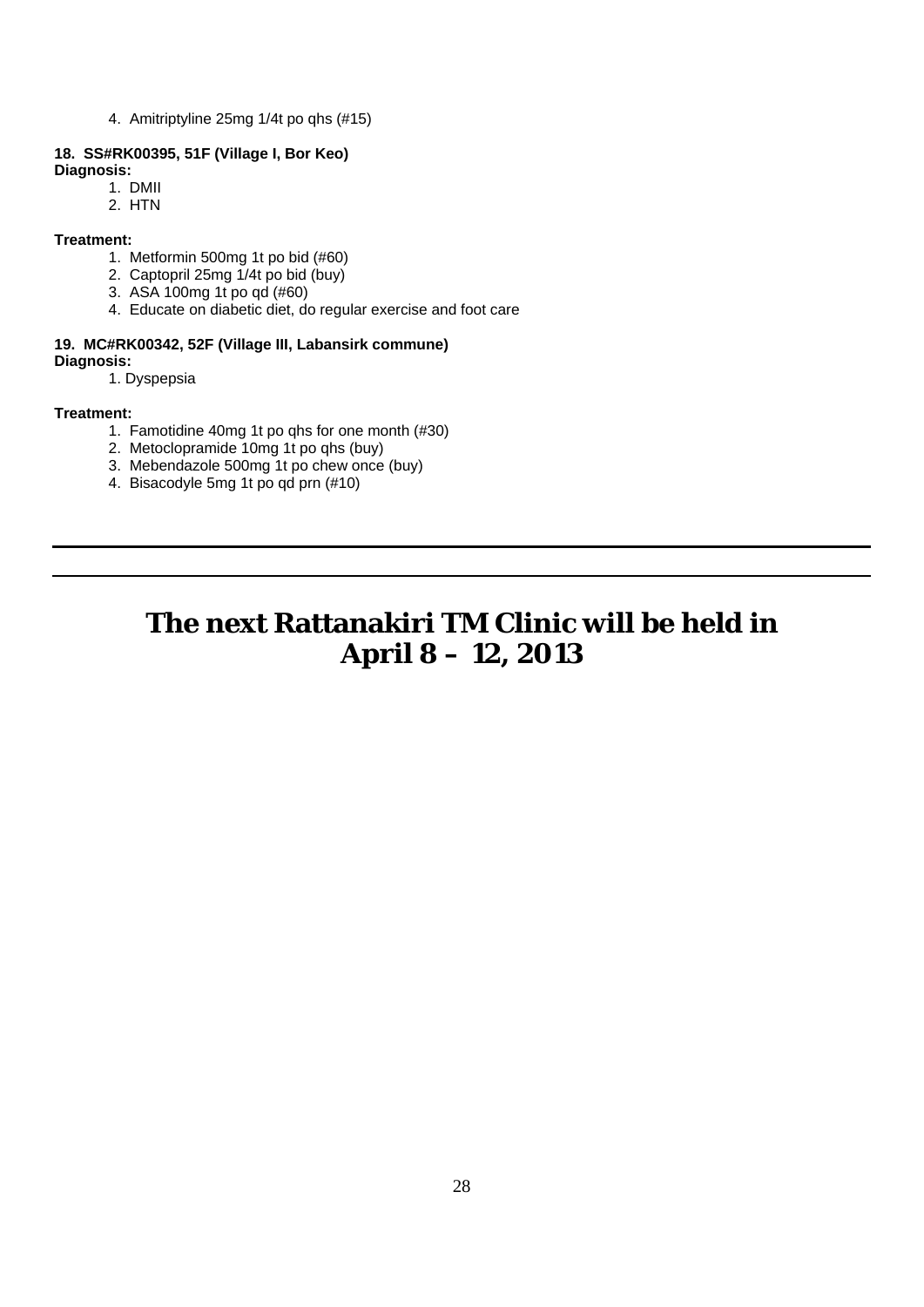4. Amitriptyline 25mg 1/4t po qhs (#15)

**18. SS#RK00395, 51F (Village I, Bor Keo)**
**Diagnosis:**
1. DMII
2. HTN

**Treatment:**
1. Metformin 500mg 1t po bid (#60)
2. Captopril 25mg 1/4t po bid (buy)
3. ASA 100mg 1t po qd (#60)
4. Educate on diabetic diet, do regular exercise and foot care

**19. MC#RK00342, 52F (Village III, Labansirk commune)**
**Diagnosis:**
1. Dyspepsia

**Treatment:**
1. Famotidine 40mg 1t po qhs for one month (#30)
2. Metoclopramide 10mg 1t po qhs (buy)
3. Mebendazole 500mg 1t po chew once (buy)
4. Bisacodyle 5mg 1t po qd prn (#10)

---

# The next Rattanakiri TM Clinic will be held in April 8 – 12, 2013